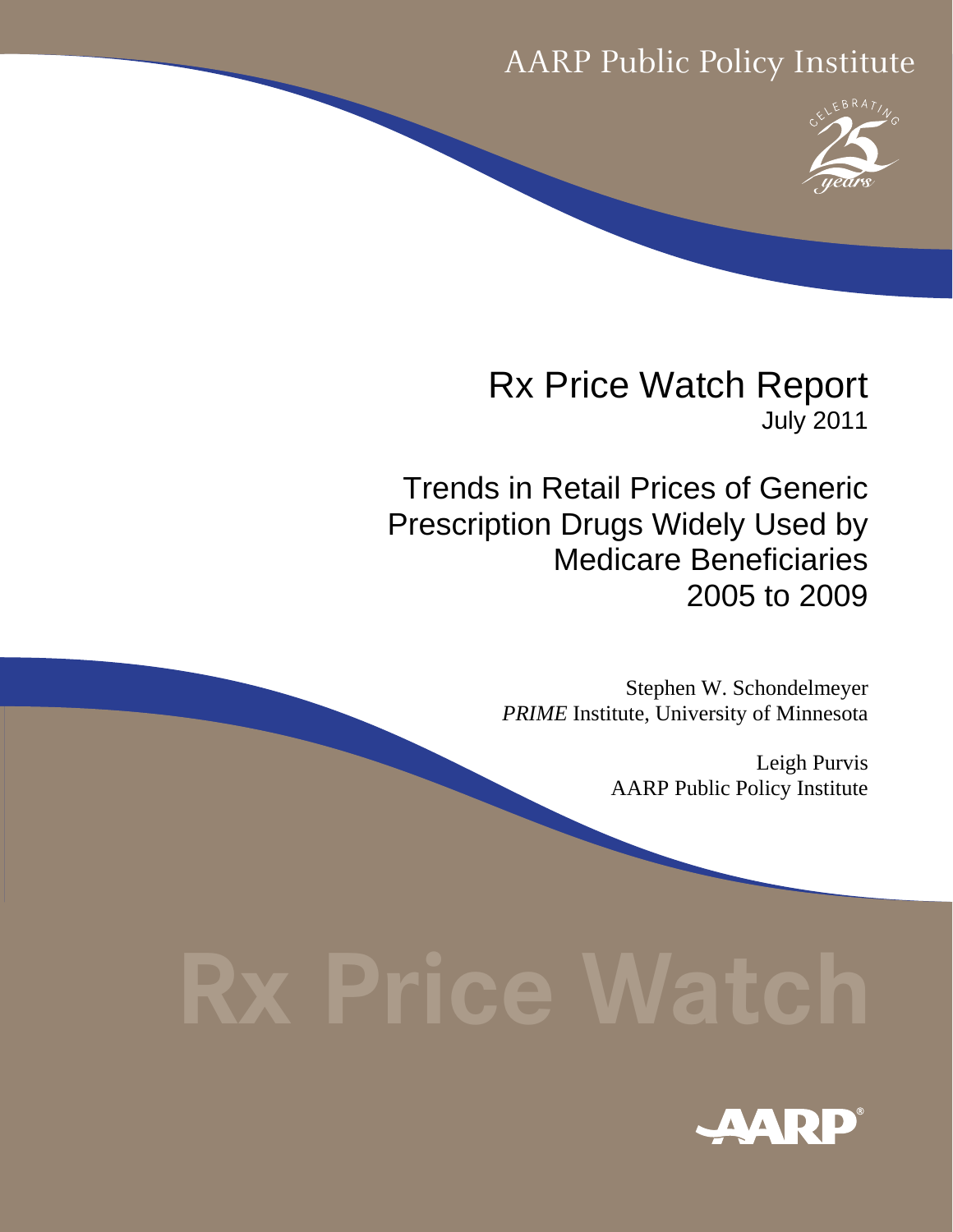AARP Public Policy Institute

CELEBRATING 25 years

# Rx Price Watch Report

July 2011

## Trends in Retail Prices of Generic Prescription Drugs Widely Used by Medicare Beneficiaries 2005 to 2009

Stephen W. Schondelmeyer
*PRIME* Institute, University of Minnesota

Leigh Purvis
AARP Public Policy Institute

Rx Price Watch

AARP®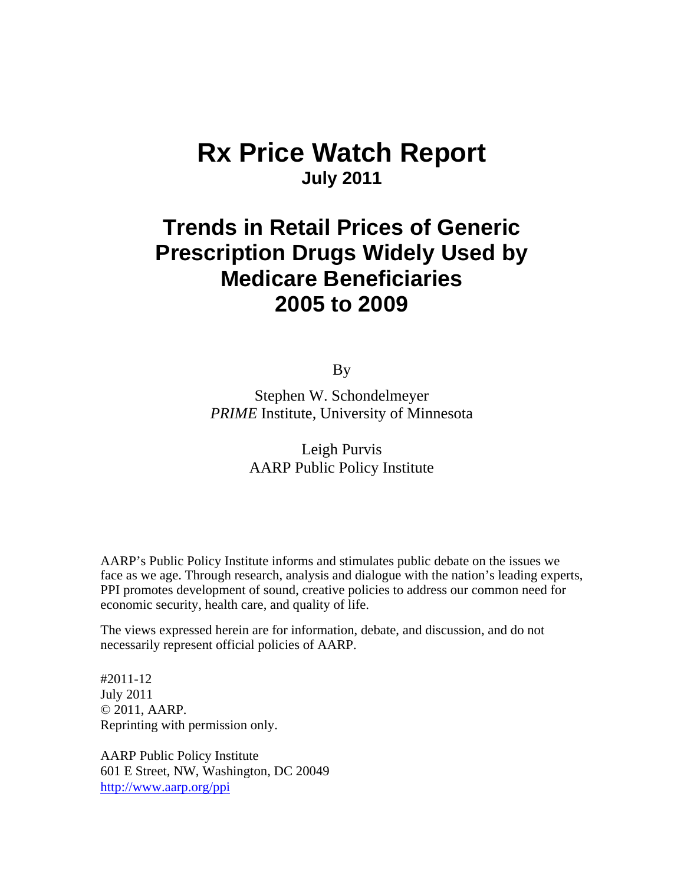# Rx Price Watch Report

**July 2011**

# Trends in Retail Prices of Generic Prescription Drugs Widely Used by Medicare Beneficiaries 2005 to 2009

By

Stephen W. Schondelmeyer
*PRIME* Institute, University of Minnesota

Leigh Purvis
AARP Public Policy Institute

AARP's Public Policy Institute informs and stimulates public debate on the issues we face as we age. Through research, analysis and dialogue with the nation's leading experts, PPI promotes development of sound, creative policies to address our common need for economic security, health care, and quality of life.

The views expressed herein are for information, debate, and discussion, and do not necessarily represent official policies of AARP.

#2011-12
July 2011
© 2011, AARP.
Reprinting with permission only.

AARP Public Policy Institute
601 E Street, NW, Washington, DC 20049
http://www.aarp.org/ppi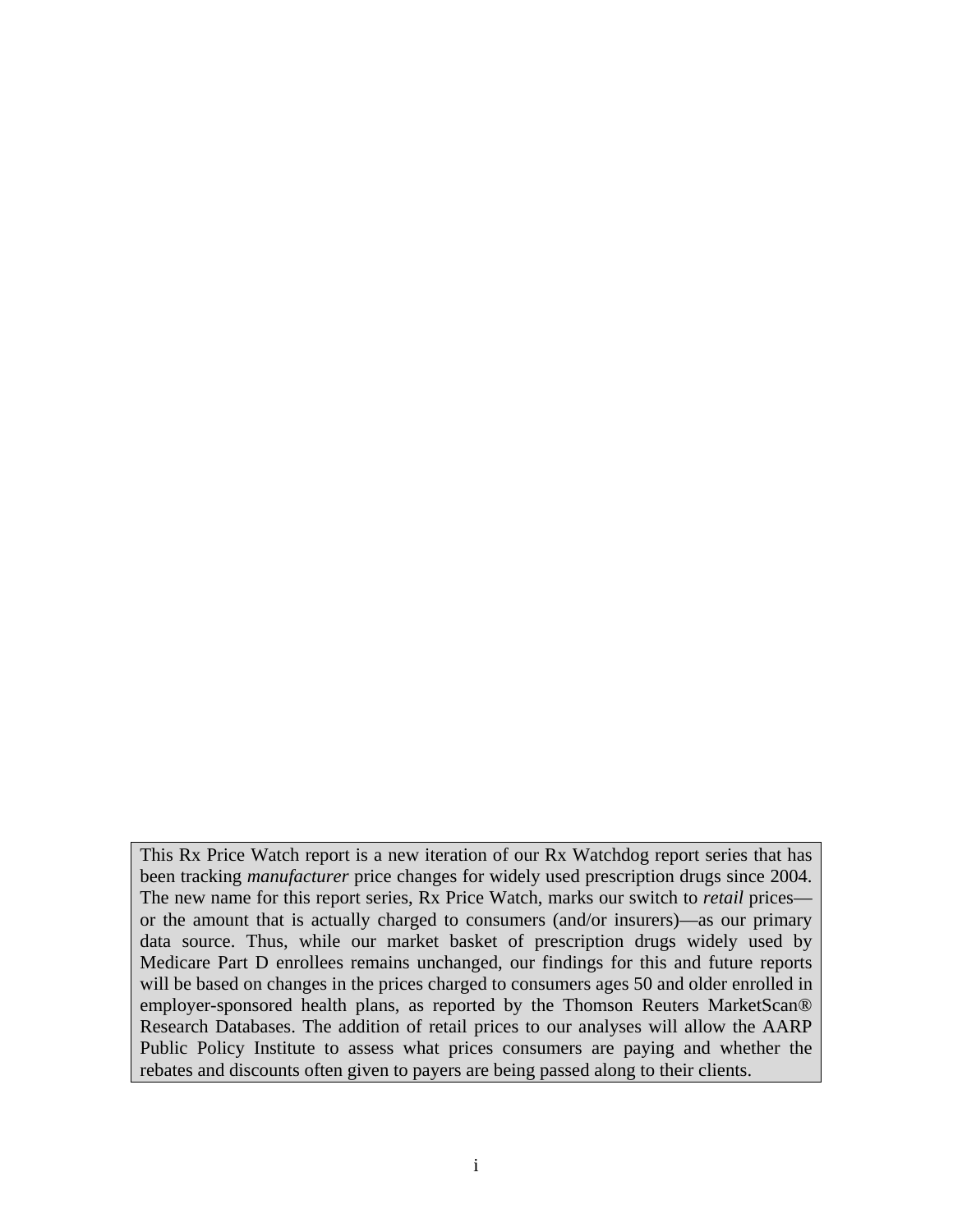This Rx Price Watch report is a new iteration of our Rx Watchdog report series that has been tracking *manufacturer* price changes for widely used prescription drugs since 2004. The new name for this report series, Rx Price Watch, marks our switch to *retail* prices—or the amount that is actually charged to consumers (and/or insurers)—as our primary data source. Thus, while our market basket of prescription drugs widely used by Medicare Part D enrollees remains unchanged, our findings for this and future reports will be based on changes in the prices charged to consumers ages 50 and older enrolled in employer-sponsored health plans, as reported by the Thomson Reuters MarketScan® Research Databases. The addition of retail prices to our analyses will allow the AARP Public Policy Institute to assess what prices consumers are paying and whether the rebates and discounts often given to payers are being passed along to their clients.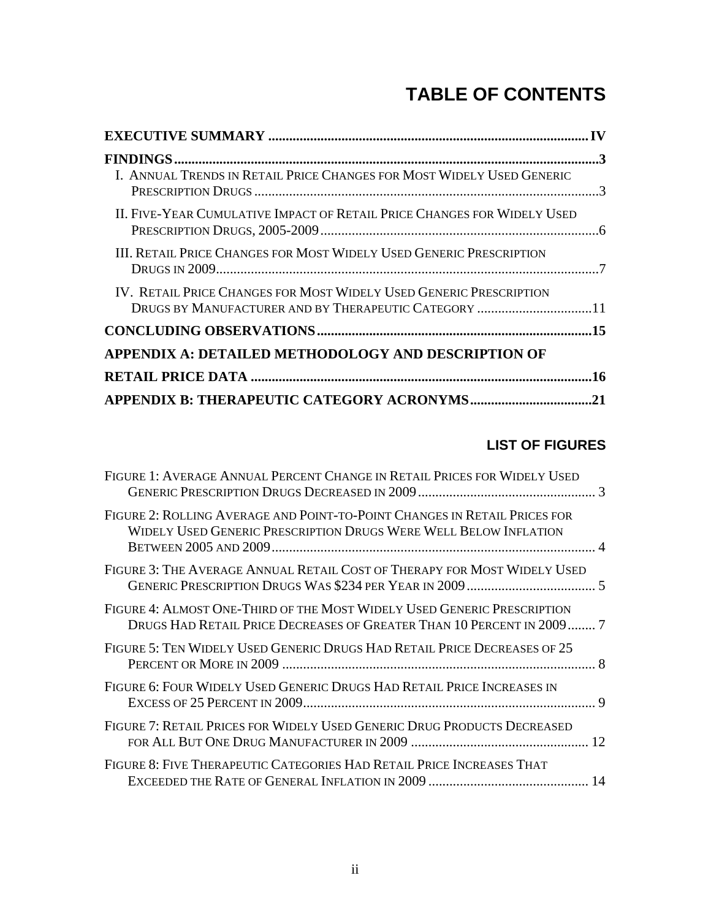# TABLE OF CONTENTS

**EXECUTIVE SUMMARY** .......... IV

**FINDINGS** .......... 3

- I. Annual Trends in Retail Price Changes for Most Widely Used Generic Prescription Drugs .......... 3
- II. Five-Year Cumulative Impact of Retail Price Changes for Widely Used Prescription Drugs, 2005-2009 .......... 6
- III. Retail Price Changes for Most Widely Used Generic Prescription Drugs in 2009 .......... 7
- IV. Retail Price Changes for Most Widely Used Generic Prescription Drugs by Manufacturer and by Therapeutic Category .......... 11

**CONCLUDING OBSERVATIONS** .......... 15

**APPENDIX A: DETAILED METHODOLOGY AND DESCRIPTION OF RETAIL PRICE DATA** .......... 16

**APPENDIX B: THERAPEUTIC CATEGORY ACRONYMS** .......... 21

## LIST OF FIGURES

- Figure 1: Average Annual Percent Change in Retail Prices for Widely Used Generic Prescription Drugs Decreased in 2009 .......... 3
- Figure 2: Rolling Average and Point-to-Point Changes in Retail Prices for Widely Used Generic Prescription Drugs Were Well Below Inflation Between 2005 and 2009 .......... 4
- Figure 3: The Average Annual Retail Cost of Therapy for Most Widely Used Generic Prescription Drugs Was $234 per Year in 2009 .......... 5
- Figure 4: Almost One-Third of the Most Widely Used Generic Prescription Drugs Had Retail Price Decreases of Greater Than 10 Percent in 2009 .......... 7
- Figure 5: Ten Widely Used Generic Drugs Had Retail Price Decreases of 25 Percent or More in 2009 .......... 8
- Figure 6: Four Widely Used Generic Drugs Had Retail Price Increases in Excess of 25 Percent in 2009 .......... 9
- Figure 7: Retail Prices for Widely Used Generic Drug Products Decreased for All But One Drug Manufacturer in 2009 .......... 12
- Figure 8: Five Therapeutic Categories Had Retail Price Increases That Exceeded the Rate of General Inflation in 2009 .......... 14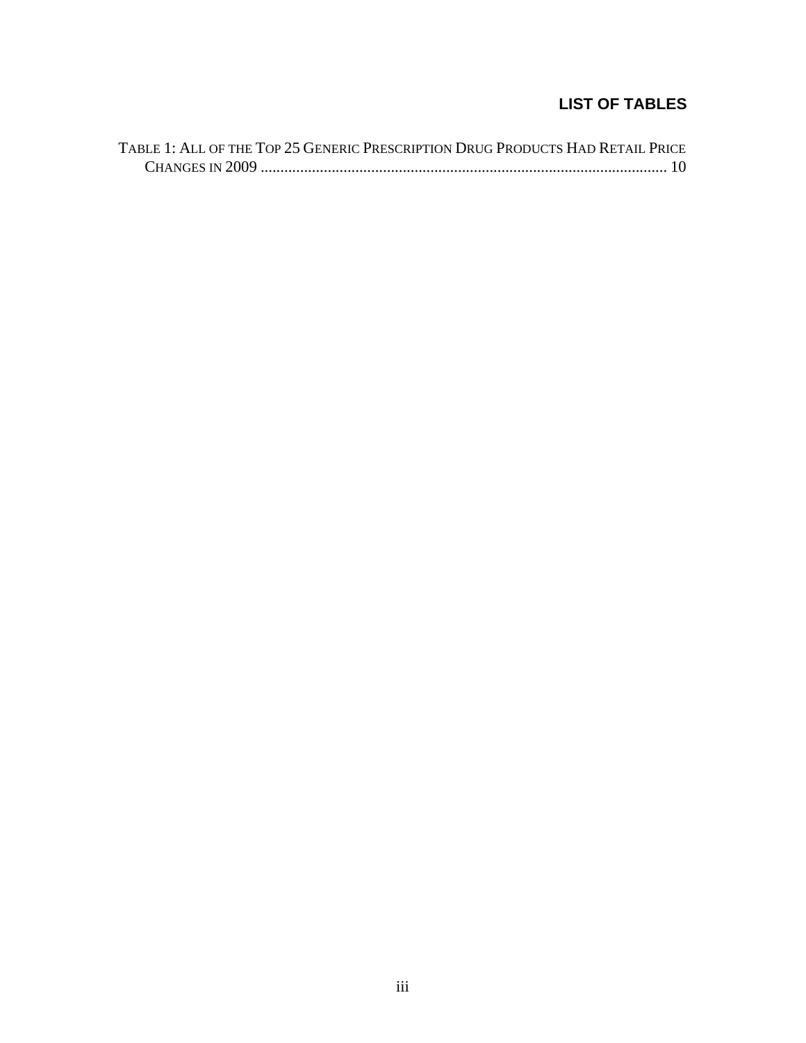## LIST OF TABLES

TABLE 1: ALL OF THE TOP 25 GENERIC PRESCRIPTION DRUG PRODUCTS HAD RETAIL PRICE CHANGES IN 2009 ........................................................................................................ 10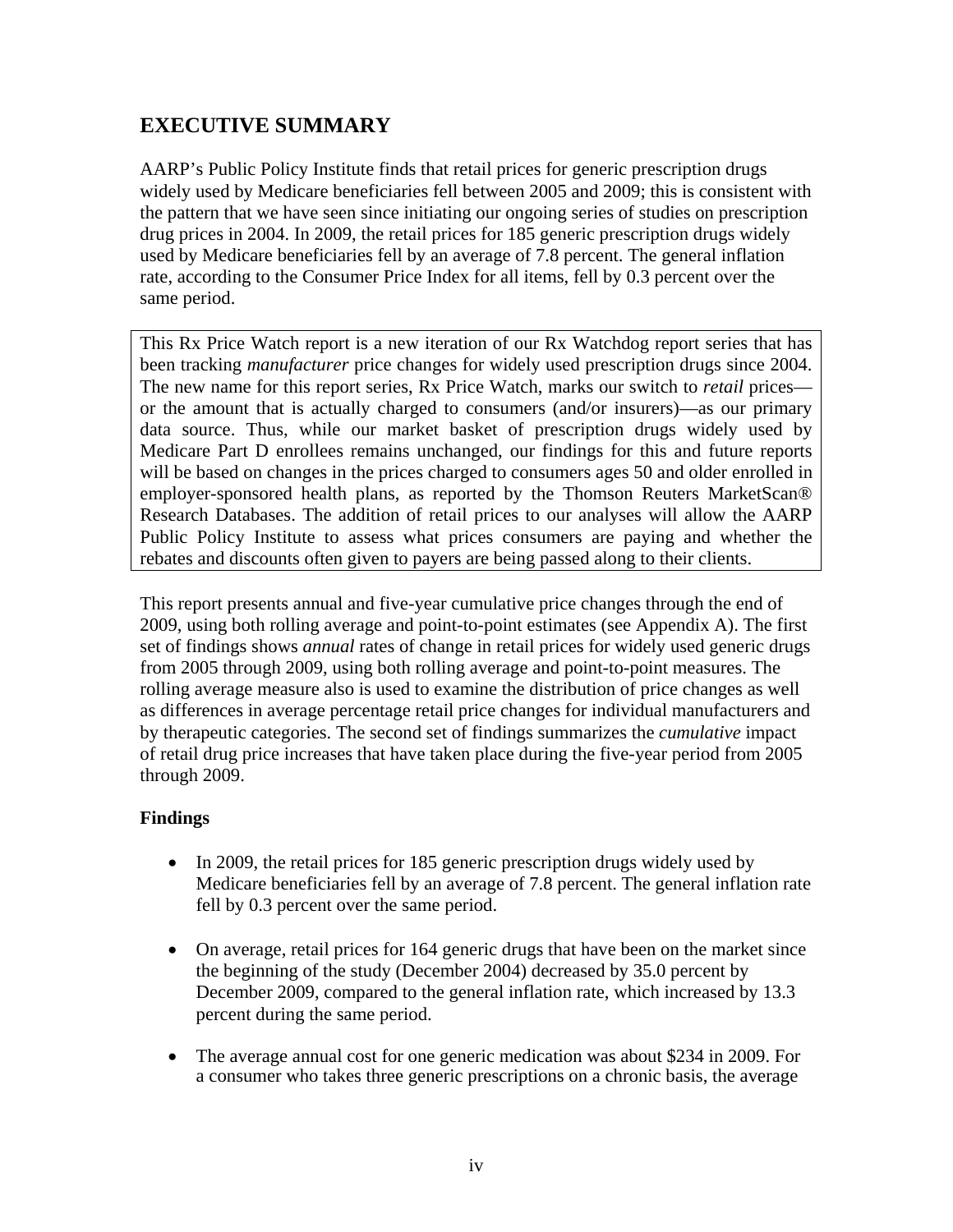## EXECUTIVE SUMMARY

AARP's Public Policy Institute finds that retail prices for generic prescription drugs widely used by Medicare beneficiaries fell between 2005 and 2009; this is consistent with the pattern that we have seen since initiating our ongoing series of studies on prescription drug prices in 2004. In 2009, the retail prices for 185 generic prescription drugs widely used by Medicare beneficiaries fell by an average of 7.8 percent. The general inflation rate, according to the Consumer Price Index for all items, fell by 0.3 percent over the same period.

> This Rx Price Watch report is a new iteration of our Rx Watchdog report series that has been tracking *manufacturer* price changes for widely used prescription drugs since 2004. The new name for this report series, Rx Price Watch, marks our switch to *retail* prices—or the amount that is actually charged to consumers (and/or insurers)—as our primary data source. Thus, while our market basket of prescription drugs widely used by Medicare Part D enrollees remains unchanged, our findings for this and future reports will be based on changes in the prices charged to consumers ages 50 and older enrolled in employer-sponsored health plans, as reported by the Thomson Reuters MarketScan® Research Databases. The addition of retail prices to our analyses will allow the AARP Public Policy Institute to assess what prices consumers are paying and whether the rebates and discounts often given to payers are being passed along to their clients.

This report presents annual and five-year cumulative price changes through the end of 2009, using both rolling average and point-to-point estimates (see Appendix A). The first set of findings shows *annual* rates of change in retail prices for widely used generic drugs from 2005 through 2009, using both rolling average and point-to-point measures. The rolling average measure also is used to examine the distribution of price changes as well as differences in average percentage retail price changes for individual manufacturers and by therapeutic categories. The second set of findings summarizes the *cumulative* impact of retail drug price increases that have taken place during the five-year period from 2005 through 2009.

### Findings

- In 2009, the retail prices for 185 generic prescription drugs widely used by Medicare beneficiaries fell by an average of 7.8 percent. The general inflation rate fell by 0.3 percent over the same period.

- On average, retail prices for 164 generic drugs that have been on the market since the beginning of the study (December 2004) decreased by 35.0 percent by December 2009, compared to the general inflation rate, which increased by 13.3 percent during the same period.

- The average annual cost for one generic medication was about $234 in 2009. For a consumer who takes three generic prescriptions on a chronic basis, the average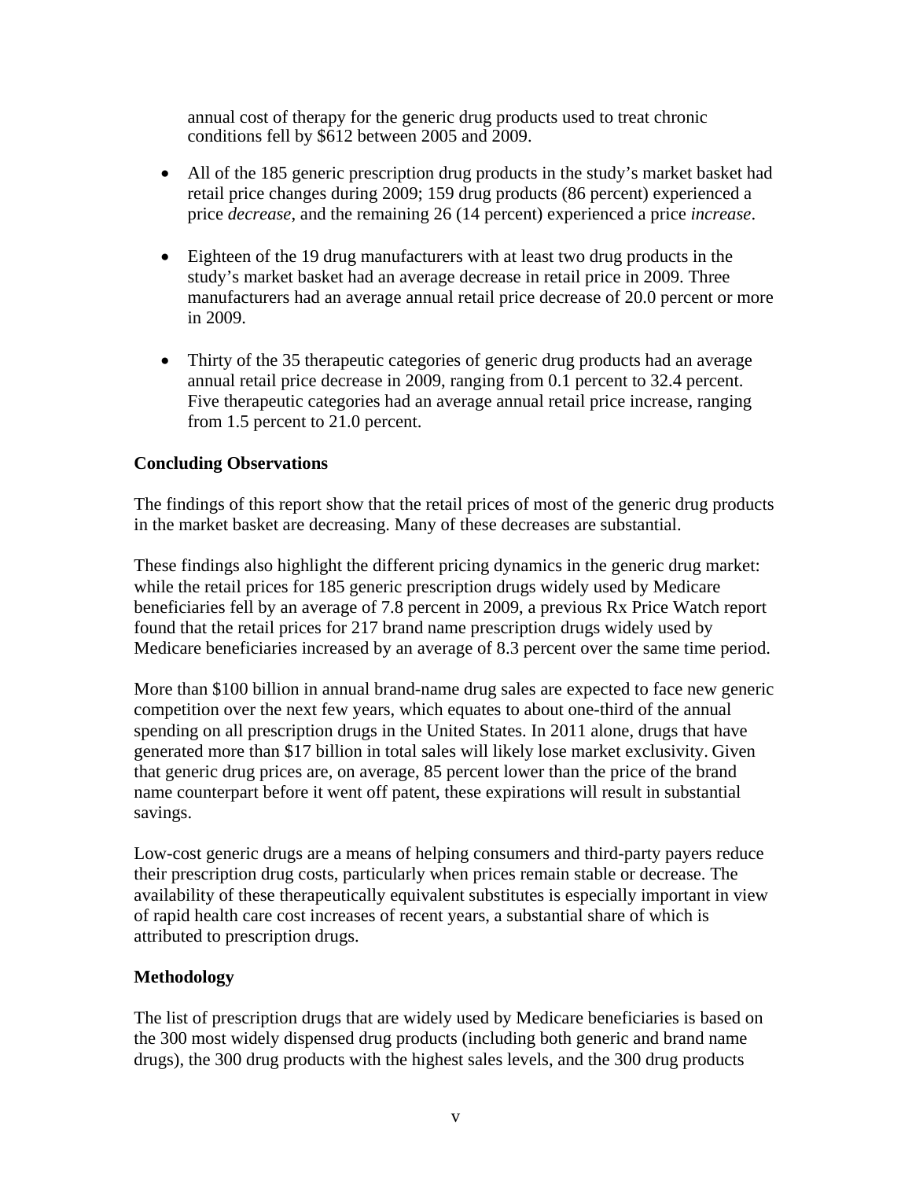annual cost of therapy for the generic drug products used to treat chronic conditions fell by $612 between 2005 and 2009.

- All of the 185 generic prescription drug products in the study's market basket had retail price changes during 2009; 159 drug products (86 percent) experienced a price *decrease*, and the remaining 26 (14 percent) experienced a price *increase*.

- Eighteen of the 19 drug manufacturers with at least two drug products in the study's market basket had an average decrease in retail price in 2009. Three manufacturers had an average annual retail price decrease of 20.0 percent or more in 2009.

- Thirty of the 35 therapeutic categories of generic drug products had an average annual retail price decrease in 2009, ranging from 0.1 percent to 32.4 percent. Five therapeutic categories had an average annual retail price increase, ranging from 1.5 percent to 21.0 percent.

**Concluding Observations**

The findings of this report show that the retail prices of most of the generic drug products in the market basket are decreasing. Many of these decreases are substantial.

These findings also highlight the different pricing dynamics in the generic drug market: while the retail prices for 185 generic prescription drugs widely used by Medicare beneficiaries fell by an average of 7.8 percent in 2009, a previous Rx Price Watch report found that the retail prices for 217 brand name prescription drugs widely used by Medicare beneficiaries increased by an average of 8.3 percent over the same time period.

More than $100 billion in annual brand-name drug sales are expected to face new generic competition over the next few years, which equates to about one-third of the annual spending on all prescription drugs in the United States. In 2011 alone, drugs that have generated more than $17 billion in total sales will likely lose market exclusivity. Given that generic drug prices are, on average, 85 percent lower than the price of the brand name counterpart before it went off patent, these expirations will result in substantial savings.

Low-cost generic drugs are a means of helping consumers and third-party payers reduce their prescription drug costs, particularly when prices remain stable or decrease. The availability of these therapeutically equivalent substitutes is especially important in view of rapid health care cost increases of recent years, a substantial share of which is attributed to prescription drugs.

**Methodology**

The list of prescription drugs that are widely used by Medicare beneficiaries is based on the 300 most widely dispensed drug products (including both generic and brand name drugs), the 300 drug products with the highest sales levels, and the 300 drug products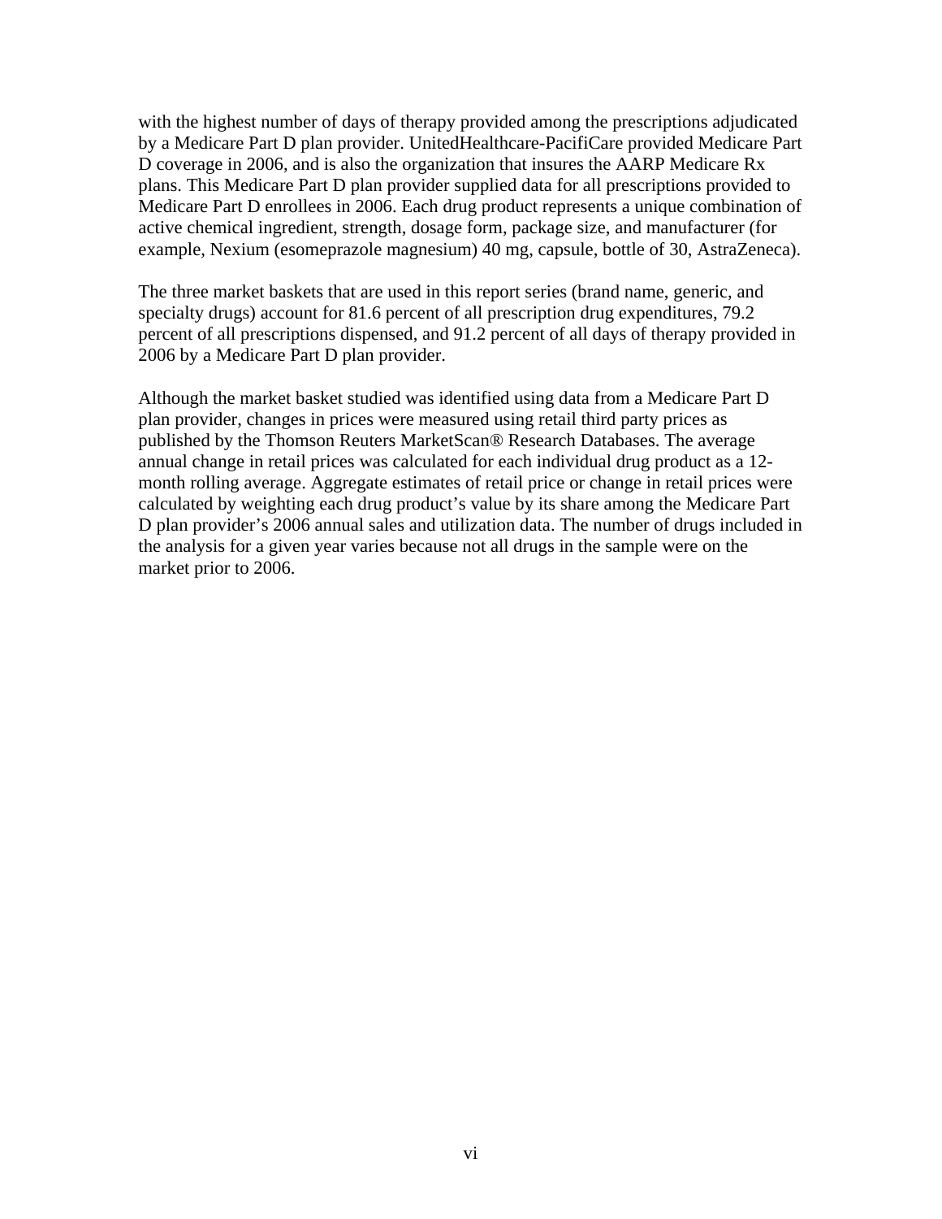with the highest number of days of therapy provided among the prescriptions adjudicated by a Medicare Part D plan provider. UnitedHealthcare-PacifiCare provided Medicare Part D coverage in 2006, and is also the organization that insures the AARP Medicare Rx plans. This Medicare Part D plan provider supplied data for all prescriptions provided to Medicare Part D enrollees in 2006. Each drug product represents a unique combination of active chemical ingredient, strength, dosage form, package size, and manufacturer (for example, Nexium (esomeprazole magnesium) 40 mg, capsule, bottle of 30, AstraZeneca).

The three market baskets that are used in this report series (brand name, generic, and specialty drugs) account for 81.6 percent of all prescription drug expenditures, 79.2 percent of all prescriptions dispensed, and 91.2 percent of all days of therapy provided in 2006 by a Medicare Part D plan provider.

Although the market basket studied was identified using data from a Medicare Part D plan provider, changes in prices were measured using retail third party prices as published by the Thomson Reuters MarketScan® Research Databases. The average annual change in retail prices was calculated for each individual drug product as a 12-month rolling average. Aggregate estimates of retail price or change in retail prices were calculated by weighting each drug product's value by its share among the Medicare Part D plan provider's 2006 annual sales and utilization data. The number of drugs included in the analysis for a given year varies because not all drugs in the sample were on the market prior to 2006.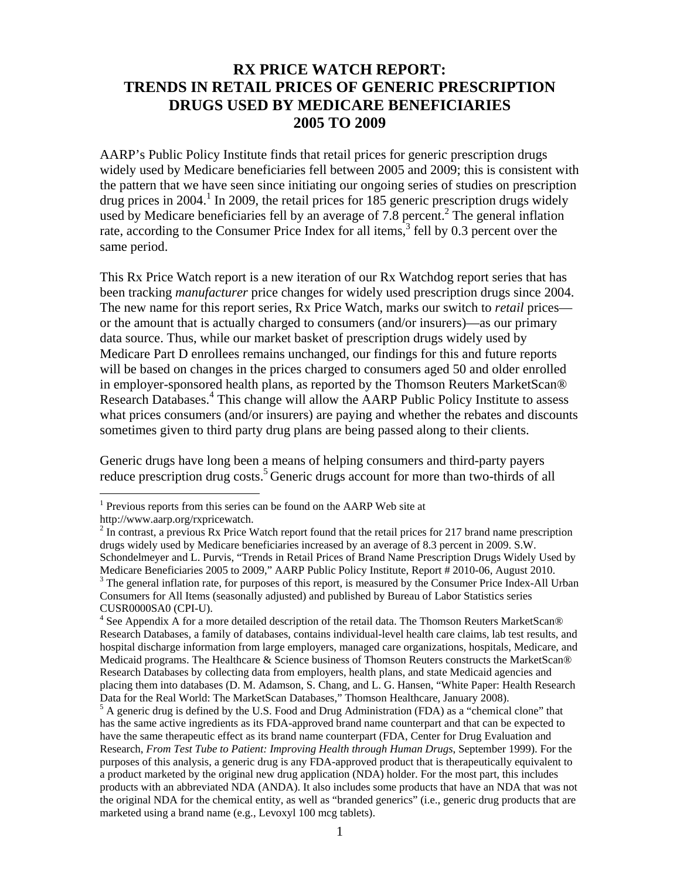# RX PRICE WATCH REPORT: TRENDS IN RETAIL PRICES OF GENERIC PRESCRIPTION DRUGS USED BY MEDICARE BENEFICIARIES 2005 TO 2009

AARP's Public Policy Institute finds that retail prices for generic prescription drugs widely used by Medicare beneficiaries fell between 2005 and 2009; this is consistent with the pattern that we have seen since initiating our ongoing series of studies on prescription drug prices in 2004.[1] In 2009, the retail prices for 185 generic prescription drugs widely used by Medicare beneficiaries fell by an average of 7.8 percent.[2] The general inflation rate, according to the Consumer Price Index for all items,[3] fell by 0.3 percent over the same period.

This Rx Price Watch report is a new iteration of our Rx Watchdog report series that has been tracking *manufacturer* price changes for widely used prescription drugs since 2004. The new name for this report series, Rx Price Watch, marks our switch to *retail* prices—or the amount that is actually charged to consumers (and/or insurers)—as our primary data source. Thus, while our market basket of prescription drugs widely used by Medicare Part D enrollees remains unchanged, our findings for this and future reports will be based on changes in the prices charged to consumers aged 50 and older enrolled in employer-sponsored health plans, as reported by the Thomson Reuters MarketScan® Research Databases.[4] This change will allow the AARP Public Policy Institute to assess what prices consumers (and/or insurers) are paying and whether the rebates and discounts sometimes given to third party drug plans are being passed along to their clients.

Generic drugs have long been a means of helping consumers and third-party payers reduce prescription drug costs.[5] Generic drugs account for more than two-thirds of all

---

[1] Previous reports from this series can be found on the AARP Web site at http://www.aarp.org/rxpricewatch.

[2] In contrast, a previous Rx Price Watch report found that the retail prices for 217 brand name prescription drugs widely used by Medicare beneficiaries increased by an average of 8.3 percent in 2009. S.W. Schondelmeyer and L. Purvis, "Trends in Retail Prices of Brand Name Prescription Drugs Widely Used by Medicare Beneficiaries 2005 to 2009," AARP Public Policy Institute, Report # 2010-06, August 2010.

[3] The general inflation rate, for purposes of this report, is measured by the Consumer Price Index-All Urban Consumers for All Items (seasonally adjusted) and published by Bureau of Labor Statistics series CUSR0000SA0 (CPI-U).

[4] See Appendix A for a more detailed description of the retail data. The Thomson Reuters MarketScan® Research Databases, a family of databases, contains individual-level health care claims, lab test results, and hospital discharge information from large employers, managed care organizations, hospitals, Medicare, and Medicaid programs. The Healthcare & Science business of Thomson Reuters constructs the MarketScan® Research Databases by collecting data from employers, health plans, and state Medicaid agencies and placing them into databases (D. M. Adamson, S. Chang, and L. G. Hansen, "White Paper: Health Research Data for the Real World: The MarketScan Databases," Thomson Healthcare, January 2008).

[5] A generic drug is defined by the U.S. Food and Drug Administration (FDA) as a "chemical clone" that has the same active ingredients as its FDA-approved brand name counterpart and that can be expected to have the same therapeutic effect as its brand name counterpart (FDA, Center for Drug Evaluation and Research, *From Test Tube to Patient: Improving Health through Human Drugs*, September 1999). For the purposes of this analysis, a generic drug is any FDA-approved product that is therapeutically equivalent to a product marketed by the original new drug application (NDA) holder. For the most part, this includes products with an abbreviated NDA (ANDA). It also includes some products that have an NDA that was not the original NDA for the chemical entity, as well as "branded generics" (i.e., generic drug products that are marketed using a brand name (e.g., Levoxyl 100 mcg tablets).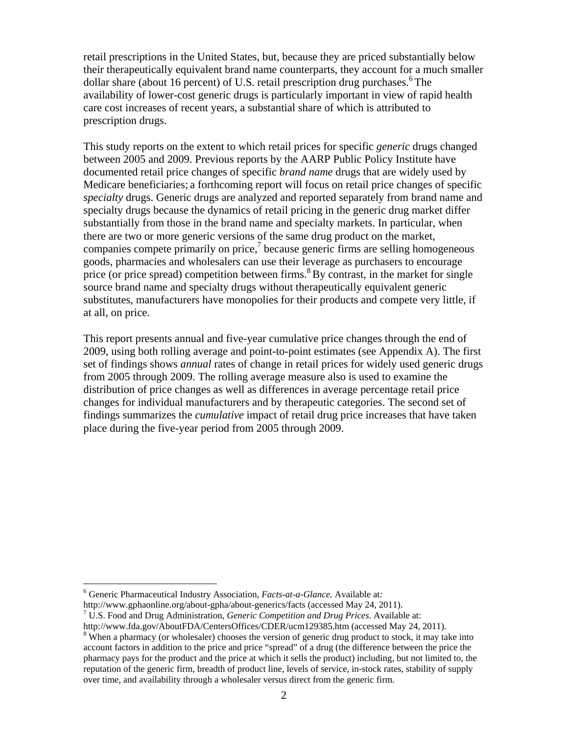retail prescriptions in the United States, but, because they are priced substantially below their therapeutically equivalent brand name counterparts, they account for a much smaller dollar share (about 16 percent) of U.S. retail prescription drug purchases.[6] The availability of lower-cost generic drugs is particularly important in view of rapid health care cost increases of recent years, a substantial share of which is attributed to prescription drugs.

This study reports on the extent to which retail prices for specific *generic* drugs changed between 2005 and 2009. Previous reports by the AARP Public Policy Institute have documented retail price changes of specific *brand name* drugs that are widely used by Medicare beneficiaries; a forthcoming report will focus on retail price changes of specific *specialty* drugs. Generic drugs are analyzed and reported separately from brand name and specialty drugs because the dynamics of retail pricing in the generic drug market differ substantially from those in the brand name and specialty markets. In particular, when there are two or more generic versions of the same drug product on the market, companies compete primarily on price,[7] because generic firms are selling homogeneous goods, pharmacies and wholesalers can use their leverage as purchasers to encourage price (or price spread) competition between firms.[8] By contrast, in the market for single source brand name and specialty drugs without therapeutically equivalent generic substitutes, manufacturers have monopolies for their products and compete very little, if at all, on price.

This report presents annual and five-year cumulative price changes through the end of 2009, using both rolling average and point-to-point estimates (see Appendix A). The first set of findings shows *annual* rates of change in retail prices for widely used generic drugs from 2005 through 2009. The rolling average measure also is used to examine the distribution of price changes as well as differences in average percentage retail price changes for individual manufacturers and by therapeutic categories. The second set of findings summarizes the *cumulative* impact of retail drug price increases that have taken place during the five-year period from 2005 through 2009.

---

[6] Generic Pharmaceutical Industry Association, *Facts-at-a-Glance.* Available at: http://www.gphaonline.org/about-gpha/about-generics/facts (accessed May 24, 2011).

[7] U.S. Food and Drug Administration, *Generic Competition and Drug Prices.* Available at: http://www.fda.gov/AboutFDA/CentersOffices/CDER/ucm129385.htm (accessed May 24, 2011).

[8] When a pharmacy (or wholesaler) chooses the version of generic drug product to stock, it may take into account factors in addition to the price and price "spread" of a drug (the difference between the price the pharmacy pays for the product and the price at which it sells the product) including, but not limited to, the reputation of the generic firm, breadth of product line, levels of service, in-stock rates, stability of supply over time, and availability through a wholesaler versus direct from the generic firm.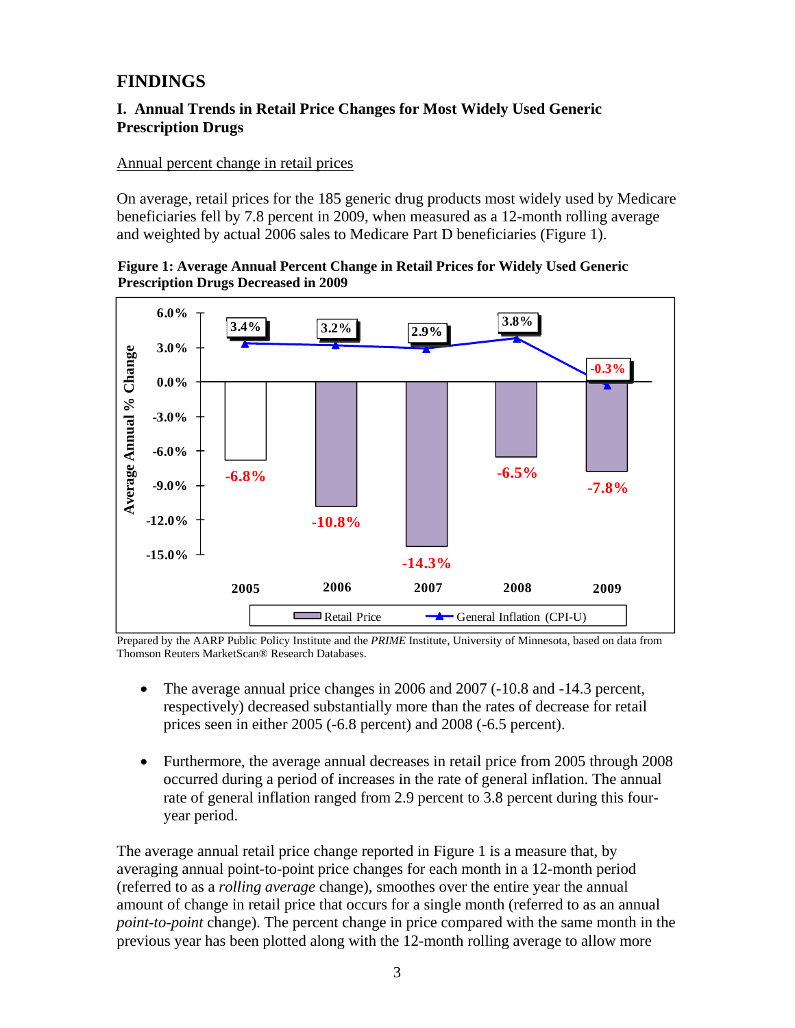## FINDINGS

### I. Annual Trends in Retail Price Changes for Most Widely Used Generic Prescription Drugs

Annual percent change in retail prices

On average, retail prices for the 185 generic drug products most widely used by Medicare beneficiaries fell by 7.8 percent in 2009, when measured as a 12-month rolling average and weighted by actual 2006 sales to Medicare Part D beneficiaries (Figure 1).

**Figure 1: Average Annual Percent Change in Retail Prices for Widely Used Generic Prescription Drugs Decreased in 2009**

| Year | Retail Price | General Inflation (CPI-U) |
|---|---|---|
| 2005 | -6.8% | 3.4% |
| 2006 | -10.8% | 3.2% |
| 2007 | -14.3% | 2.9% |
| 2008 | -6.5% | 3.8% |
| 2009 | -7.8% | -0.3% |

Prepared by the AARP Public Policy Institute and the *PRIME* Institute, University of Minnesota, based on data from Thomson Reuters MarketScan® Research Databases.

- The average annual price changes in 2006 and 2007 (-10.8 and -14.3 percent, respectively) decreased substantially more than the rates of decrease for retail prices seen in either 2005 (-6.8 percent) and 2008 (-6.5 percent).

- Furthermore, the average annual decreases in retail price from 2005 through 2008 occurred during a period of increases in the rate of general inflation. The annual rate of general inflation ranged from 2.9 percent to 3.8 percent during this four-year period.

The average annual retail price change reported in Figure 1 is a measure that, by averaging annual point-to-point price changes for each month in a 12-month period (referred to as a *rolling average* change), smoothes over the entire year the annual amount of change in retail price that occurs for a single month (referred to as an annual *point-to-point* change). The percent change in price compared with the same month in the previous year has been plotted along with the 12-month rolling average to allow more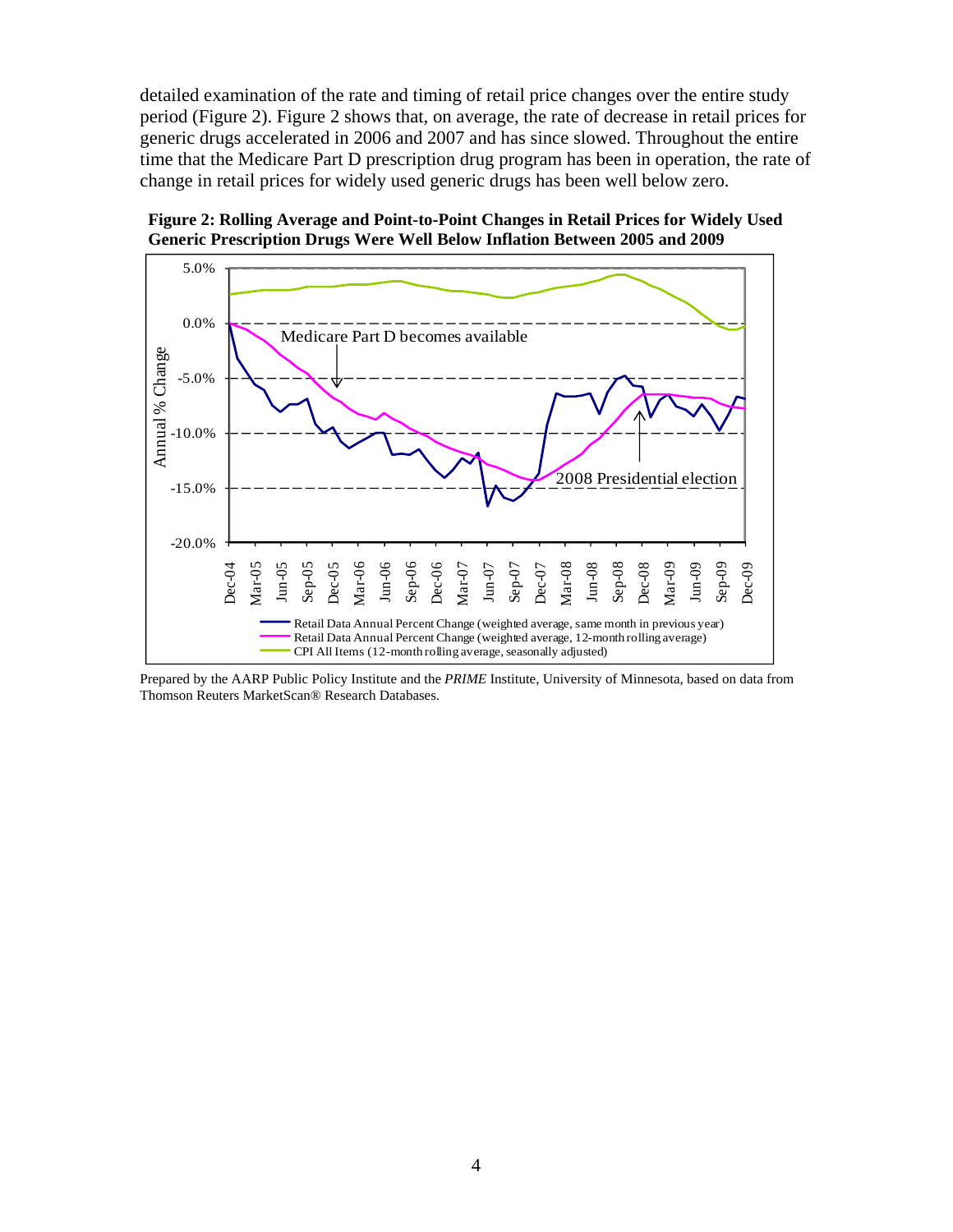detailed examination of the rate and timing of retail price changes over the entire study period (Figure 2). Figure 2 shows that, on average, the rate of decrease in retail prices for generic drugs accelerated in 2006 and 2007 and has since slowed. Throughout the entire time that the Medicare Part D prescription drug program has been in operation, the rate of change in retail prices for widely used generic drugs has been well below zero.

**Figure 2: Rolling Average and Point-to-Point Changes in Retail Prices for Widely Used Generic Prescription Drugs Were Well Below Inflation Between 2005 and 2009**

Prepared by the AARP Public Policy Institute and the *PRIME* Institute, University of Minnesota, based on data from Thomson Reuters MarketScan® Research Databases.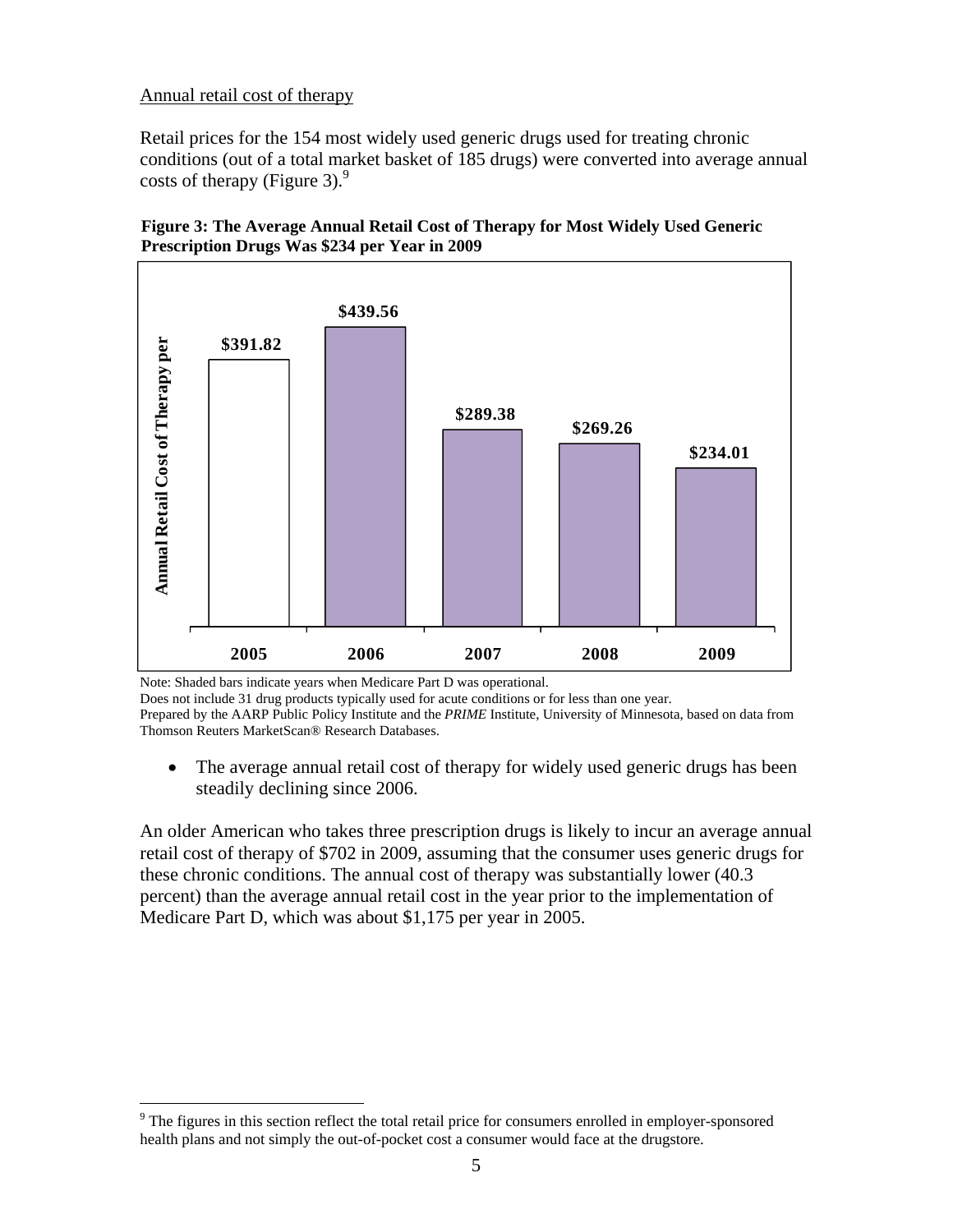Annual retail cost of therapy

Retail prices for the 154 most widely used generic drugs used for treating chronic conditions (out of a total market basket of 185 drugs) were converted into average annual costs of therapy (Figure 3).[9]

**Figure 3: The Average Annual Retail Cost of Therapy for Most Widely Used Generic Prescription Drugs Was $234 per Year in 2009**

| Year | Annual Retail Cost of Therapy per |
|---|---|
| 2005 | $391.82 |
| 2006 | $439.56 |
| 2007 | $289.38 |
| 2008 | $269.26 |
| 2009 | $234.01 |

Note: Shaded bars indicate years when Medicare Part D was operational.
Does not include 31 drug products typically used for acute conditions or for less than one year.
Prepared by the AARP Public Policy Institute and the *PRIME* Institute, University of Minnesota, based on data from Thomson Reuters MarketScan® Research Databases.

- The average annual retail cost of therapy for widely used generic drugs has been steadily declining since 2006.

An older American who takes three prescription drugs is likely to incur an average annual retail cost of therapy of $702 in 2009, assuming that the consumer uses generic drugs for these chronic conditions. The annual cost of therapy was substantially lower (40.3 percent) than the average annual retail cost in the year prior to the implementation of Medicare Part D, which was about $1,175 per year in 2005.

[9] The figures in this section reflect the total retail price for consumers enrolled in employer-sponsored health plans and not simply the out-of-pocket cost a consumer would face at the drugstore.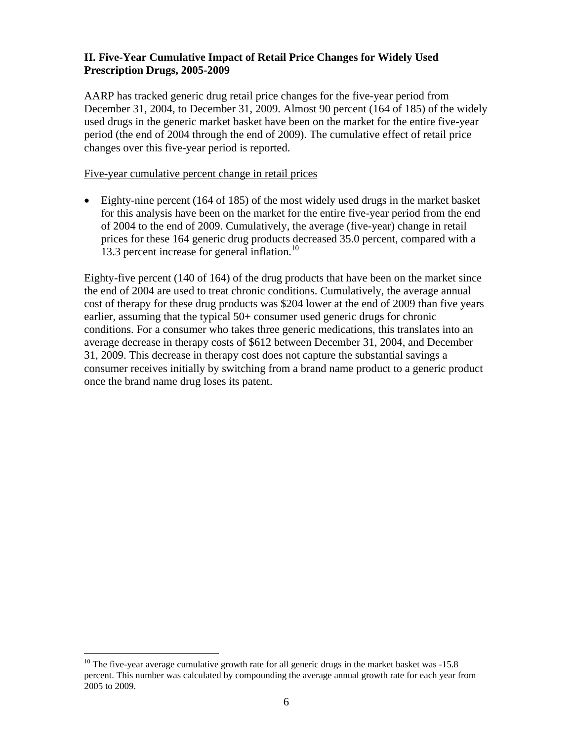### II. Five-Year Cumulative Impact of Retail Price Changes for Widely Used Prescription Drugs, 2005-2009

AARP has tracked generic drug retail price changes for the five-year period from December 31, 2004, to December 31, 2009. Almost 90 percent (164 of 185) of the widely used drugs in the generic market basket have been on the market for the entire five-year period (the end of 2004 through the end of 2009). The cumulative effect of retail price changes over this five-year period is reported.

<u>Five-year cumulative percent change in retail prices</u>

- Eighty-nine percent (164 of 185) of the most widely used drugs in the market basket for this analysis have been on the market for the entire five-year period from the end of 2004 to the end of 2009. Cumulatively, the average (five-year) change in retail prices for these 164 generic drug products decreased 35.0 percent, compared with a 13.3 percent increase for general inflation.[10]

Eighty-five percent (140 of 164) of the drug products that have been on the market since the end of 2004 are used to treat chronic conditions. Cumulatively, the average annual cost of therapy for these drug products was $204 lower at the end of 2009 than five years earlier, assuming that the typical 50+ consumer used generic drugs for chronic conditions. For a consumer who takes three generic medications, this translates into an average decrease in therapy costs of $612 between December 31, 2004, and December 31, 2009. This decrease in therapy cost does not capture the substantial savings a consumer receives initially by switching from a brand name product to a generic product once the brand name drug loses its patent.

---

[10] The five-year average cumulative growth rate for all generic drugs in the market basket was -15.8 percent. This number was calculated by compounding the average annual growth rate for each year from 2005 to 2009.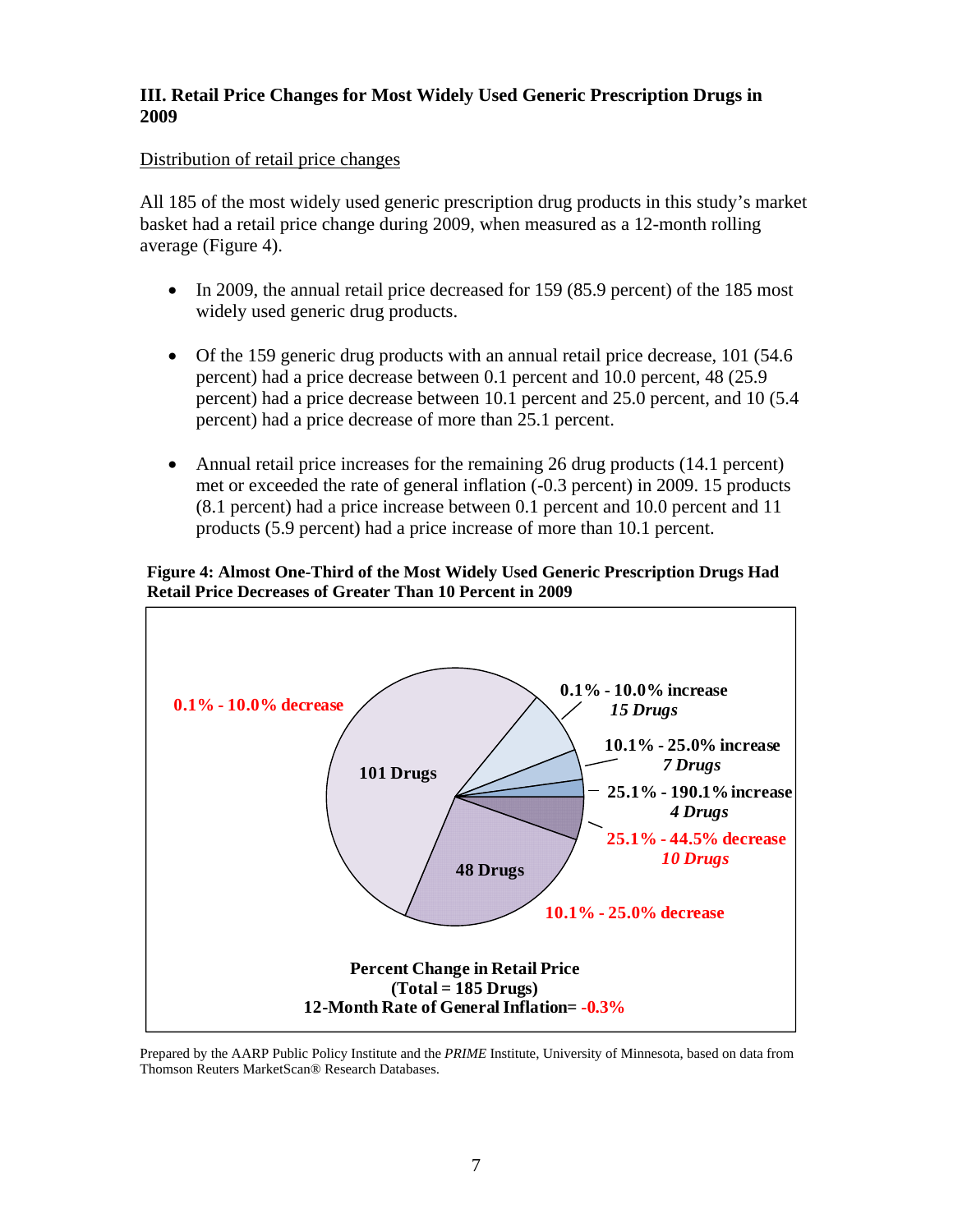### III. Retail Price Changes for Most Widely Used Generic Prescription Drugs in 2009

<u>Distribution of retail price changes</u>

All 185 of the most widely used generic prescription drug products in this study's market basket had a retail price change during 2009, when measured as a 12-month rolling average (Figure 4).

- In 2009, the annual retail price decreased for 159 (85.9 percent) of the 185 most widely used generic drug products.

- Of the 159 generic drug products with an annual retail price decrease, 101 (54.6 percent) had a price decrease between 0.1 percent and 10.0 percent, 48 (25.9 percent) had a price decrease between 10.1 percent and 25.0 percent, and 10 (5.4 percent) had a price decrease of more than 25.1 percent.

- Annual retail price increases for the remaining 26 drug products (14.1 percent) met or exceeded the rate of general inflation (-0.3 percent) in 2009. 15 products (8.1 percent) had a price increase between 0.1 percent and 10.0 percent and 11 products (5.9 percent) had a price increase of more than 10.1 percent.

**Figure 4: Almost One-Third of the Most Widely Used Generic Prescription Drugs Had Retail Price Decreases of Greater Than 10 Percent in 2009**

0.1% - 10.0% decrease: 101 Drugs

10.1% - 25.0% decrease: 48 Drugs

25.1% - 44.5% decrease: *10 Drugs*

0.1% - 10.0% increase: *15 Drugs*

10.1% - 25.0% increase: *7 Drugs*

25.1% - 190.1% increase: *4 Drugs*

**Percent Change in Retail Price**
**(Total = 185 Drugs)**
**12-Month Rate of General Inflation= -0.3%**

Prepared by the AARP Public Policy Institute and the *PRIME* Institute, University of Minnesota, based on data from Thomson Reuters MarketScan® Research Databases.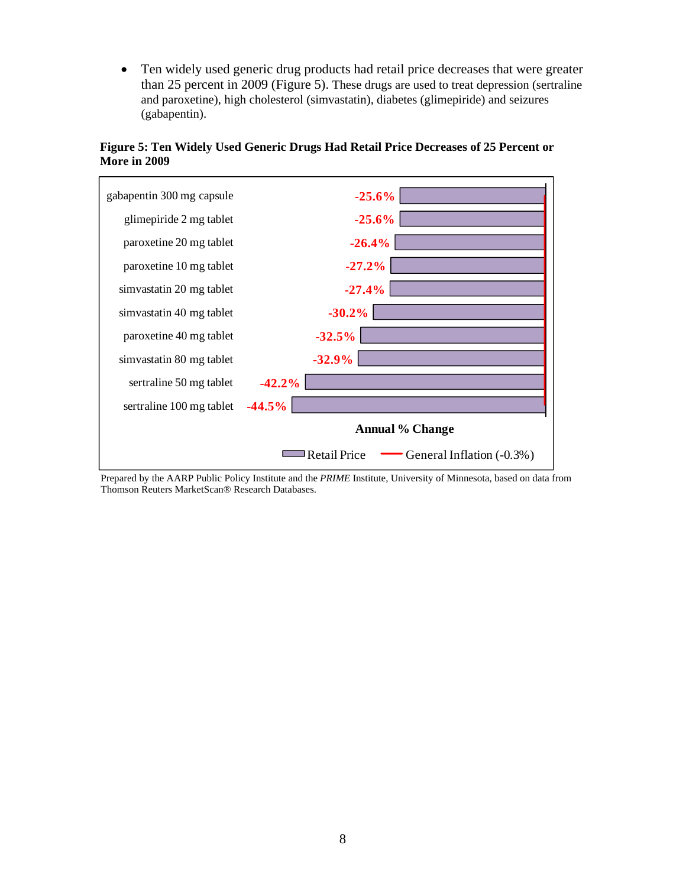- Ten widely used generic drug products had retail price decreases that were greater than 25 percent in 2009 (Figure 5). These drugs are used to treat depression (sertraline and paroxetine), high cholesterol (simvastatin), diabetes (glimepiride) and seizures (gabapentin).

**Figure 5: Ten Widely Used Generic Drugs Had Retail Price Decreases of 25 Percent or More in 2009**

| Drug | Annual % Change (Retail Price) |
|---|---|
| gabapentin 300 mg capsule | -25.6% |
| glimepiride 2 mg tablet | -25.6% |
| paroxetine 20 mg tablet | -26.4% |
| paroxetine 10 mg tablet | -27.2% |
| simvastatin 20 mg tablet | -27.4% |
| simvastatin 40 mg tablet | -30.2% |
| paroxetine 40 mg tablet | -32.5% |
| simvastatin 80 mg tablet | -32.9% |
| sertraline 50 mg tablet | -42.2% |
| sertraline 100 mg tablet | -44.5% |

Annual % Change

Retail Price — General Inflation (-0.3%)

Prepared by the AARP Public Policy Institute and the *PRIME* Institute, University of Minnesota, based on data from Thomson Reuters MarketScan® Research Databases.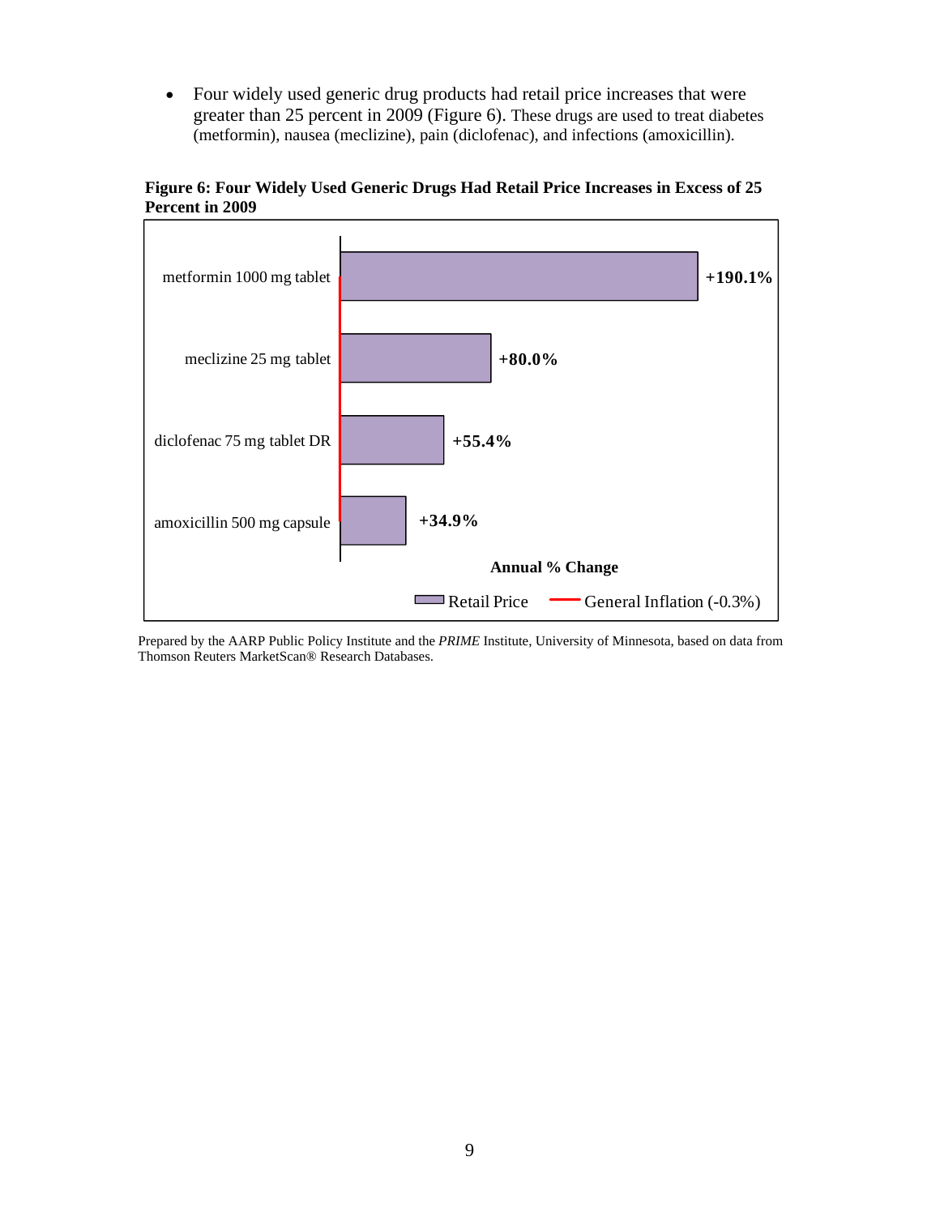- Four widely used generic drug products had retail price increases that were greater than 25 percent in 2009 (Figure 6). These drugs are used to treat diabetes (metformin), nausea (meclizine), pain (diclofenac), and infections (amoxicillin).

**Figure 6: Four Widely Used Generic Drugs Had Retail Price Increases in Excess of 25 Percent in 2009**

| Drug | Annual % Change (Retail Price) |
|---|---|
| metformin 1000 mg tablet | +190.1% |
| meclizine 25 mg tablet | +80.0% |
| diclofenac 75 mg tablet DR | +55.4% |
| amoxicillin 500 mg capsule | +34.9% |

Retail Price — General Inflation (-0.3%)

Prepared by the AARP Public Policy Institute and the *PRIME* Institute, University of Minnesota, based on data from Thomson Reuters MarketScan® Research Databases.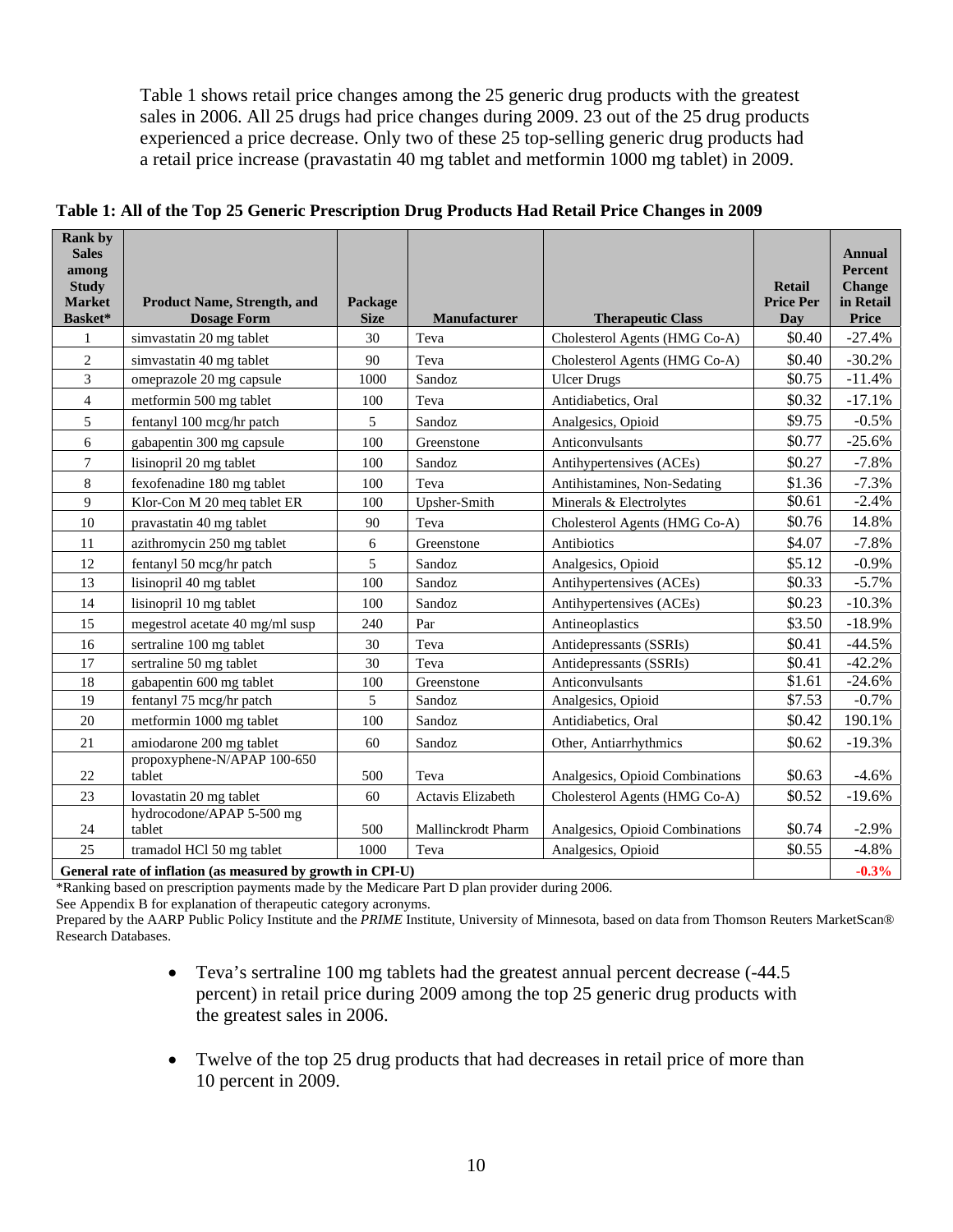Table 1 shows retail price changes among the 25 generic drug products with the greatest sales in 2006. All 25 drugs had price changes during 2009. 23 out of the 25 drug products experienced a price decrease. Only two of these 25 top-selling generic drug products had a retail price increase (pravastatin 40 mg tablet and metformin 1000 mg tablet) in 2009.

**Table 1: All of the Top 25 Generic Prescription Drug Products Had Retail Price Changes in 2009**

| Rank by Sales among Study Market Basket* | Product Name, Strength, and Dosage Form | Package Size | Manufacturer | Therapeutic Class | Retail Price Per Day | Annual Percent Change in Retail Price |
|---|---|---|---|---|---|---|
| 1 | simvastatin 20 mg tablet | 30 | Teva | Cholesterol Agents (HMG Co-A) | $0.40 | -27.4% |
| 2 | simvastatin 40 mg tablet | 90 | Teva | Cholesterol Agents (HMG Co-A) | $0.40 | -30.2% |
| 3 | omeprazole 20 mg capsule | 1000 | Sandoz | Ulcer Drugs | $0.75 | -11.4% |
| 4 | metformin 500 mg tablet | 100 | Teva | Antidiabetics, Oral | $0.32 | -17.1% |
| 5 | fentanyl 100 mcg/hr patch | 5 | Sandoz | Analgesics, Opioid | $9.75 | -0.5% |
| 6 | gabapentin 300 mg capsule | 100 | Greenstone | Anticonvulsants | $0.77 | -25.6% |
| 7 | lisinopril 20 mg tablet | 100 | Sandoz | Antihypertensives (ACEs) | $0.27 | -7.8% |
| 8 | fexofenadine 180 mg tablet | 100 | Teva | Antihistamines, Non-Sedating | $1.36 | -7.3% |
| 9 | Klor-Con M 20 meq tablet ER | 100 | Upsher-Smith | Minerals & Electrolytes | $0.61 | -2.4% |
| 10 | pravastatin 40 mg tablet | 90 | Teva | Cholesterol Agents (HMG Co-A) | $0.76 | 14.8% |
| 11 | azithromycin 250 mg tablet | 6 | Greenstone | Antibiotics | $4.07 | -7.8% |
| 12 | fentanyl 50 mcg/hr patch | 5 | Sandoz | Analgesics, Opioid | $5.12 | -0.9% |
| 13 | lisinopril 40 mg tablet | 100 | Sandoz | Antihypertensives (ACEs) | $0.33 | -5.7% |
| 14 | lisinopril 10 mg tablet | 100 | Sandoz | Antihypertensives (ACEs) | $0.23 | -10.3% |
| 15 | megestrol acetate 40 mg/ml susp | 240 | Par | Antineoplastics | $3.50 | -18.9% |
| 16 | sertraline 100 mg tablet | 30 | Teva | Antidepressants (SSRIs) | $0.41 | -44.5% |
| 17 | sertraline 50 mg tablet | 30 | Teva | Antidepressants (SSRIs) | $0.41 | -42.2% |
| 18 | gabapentin 600 mg tablet | 100 | Greenstone | Anticonvulsants | $1.61 | -24.6% |
| 19 | fentanyl 75 mcg/hr patch | 5 | Sandoz | Analgesics, Opioid | $7.53 | -0.7% |
| 20 | metformin 1000 mg tablet | 100 | Sandoz | Antidiabetics, Oral | $0.42 | 190.1% |
| 21 | amiodarone 200 mg tablet | 60 | Sandoz | Other, Antiarrhythmics | $0.62 | -19.3% |
| 22 | propoxyphene-N/APAP 100-650 tablet | 500 | Teva | Analgesics, Opioid Combinations | $0.63 | -4.6% |
| 23 | lovastatin 20 mg tablet | 60 | Actavis Elizabeth | Cholesterol Agents (HMG Co-A) | $0.52 | -19.6% |
| 24 | hydrocodone/APAP 5-500 mg tablet | 500 | Mallinckrodt Pharm | Analgesics, Opioid Combinations | $0.74 | -2.9% |
| 25 | tramadol HCl 50 mg tablet | 1000 | Teva | Analgesics, Opioid | $0.55 | -4.8% |
| **General rate of inflation (as measured by growth in CPI-U)** | | | | | | **-0.3%** |

*Ranking based on prescription payments made by the Medicare Part D plan provider during 2006.
See Appendix B for explanation of therapeutic category acronyms.
Prepared by the AARP Public Policy Institute and the *PRIME* Institute, University of Minnesota, based on data from Thomson Reuters MarketScan® Research Databases.

- Teva's sertraline 100 mg tablets had the greatest annual percent decrease (-44.5 percent) in retail price during 2009 among the top 25 generic drug products with the greatest sales in 2006.

- Twelve of the top 25 drug products that had decreases in retail price of more than 10 percent in 2009.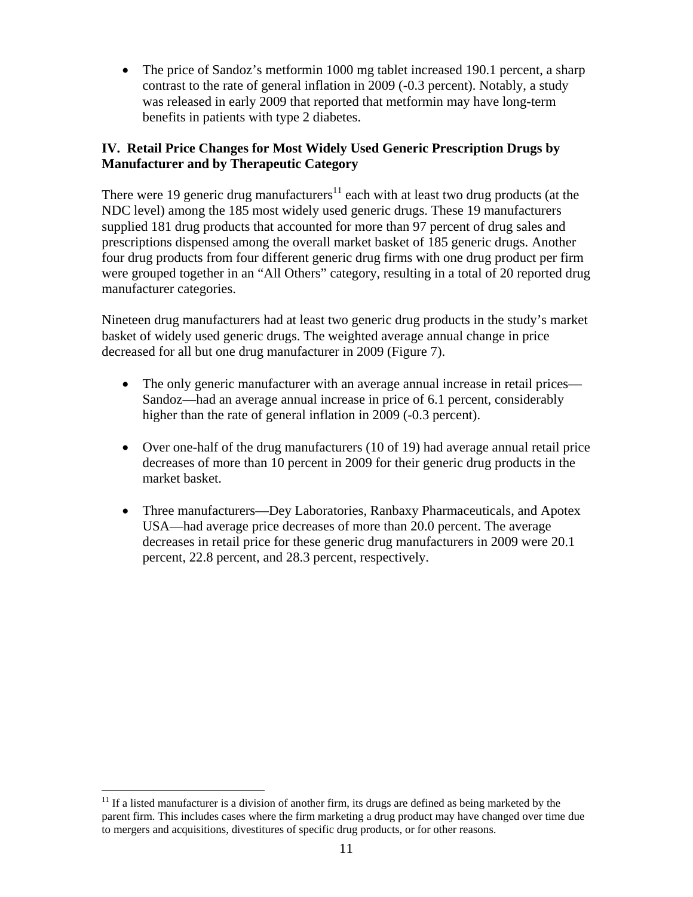- The price of Sandoz's metformin 1000 mg tablet increased 190.1 percent, a sharp contrast to the rate of general inflation in 2009 (-0.3 percent). Notably, a study was released in early 2009 that reported that metformin may have long-term benefits in patients with type 2 diabetes.

### IV. Retail Price Changes for Most Widely Used Generic Prescription Drugs by Manufacturer and by Therapeutic Category

There were 19 generic drug manufacturers[11] each with at least two drug products (at the NDC level) among the 185 most widely used generic drugs. These 19 manufacturers supplied 181 drug products that accounted for more than 97 percent of drug sales and prescriptions dispensed among the overall market basket of 185 generic drugs. Another four drug products from four different generic drug firms with one drug product per firm were grouped together in an "All Others" category, resulting in a total of 20 reported drug manufacturer categories.

Nineteen drug manufacturers had at least two generic drug products in the study's market basket of widely used generic drugs. The weighted average annual change in price decreased for all but one drug manufacturer in 2009 (Figure 7).

- The only generic manufacturer with an average annual increase in retail prices—Sandoz—had an average annual increase in price of 6.1 percent, considerably higher than the rate of general inflation in 2009 (-0.3 percent).

- Over one-half of the drug manufacturers (10 of 19) had average annual retail price decreases of more than 10 percent in 2009 for their generic drug products in the market basket.

- Three manufacturers—Dey Laboratories, Ranbaxy Pharmaceuticals, and Apotex USA—had average price decreases of more than 20.0 percent. The average decreases in retail price for these generic drug manufacturers in 2009 were 20.1 percent, 22.8 percent, and 28.3 percent, respectively.

[11] If a listed manufacturer is a division of another firm, its drugs are defined as being marketed by the parent firm. This includes cases where the firm marketing a drug product may have changed over time due to mergers and acquisitions, divestitures of specific drug products, or for other reasons.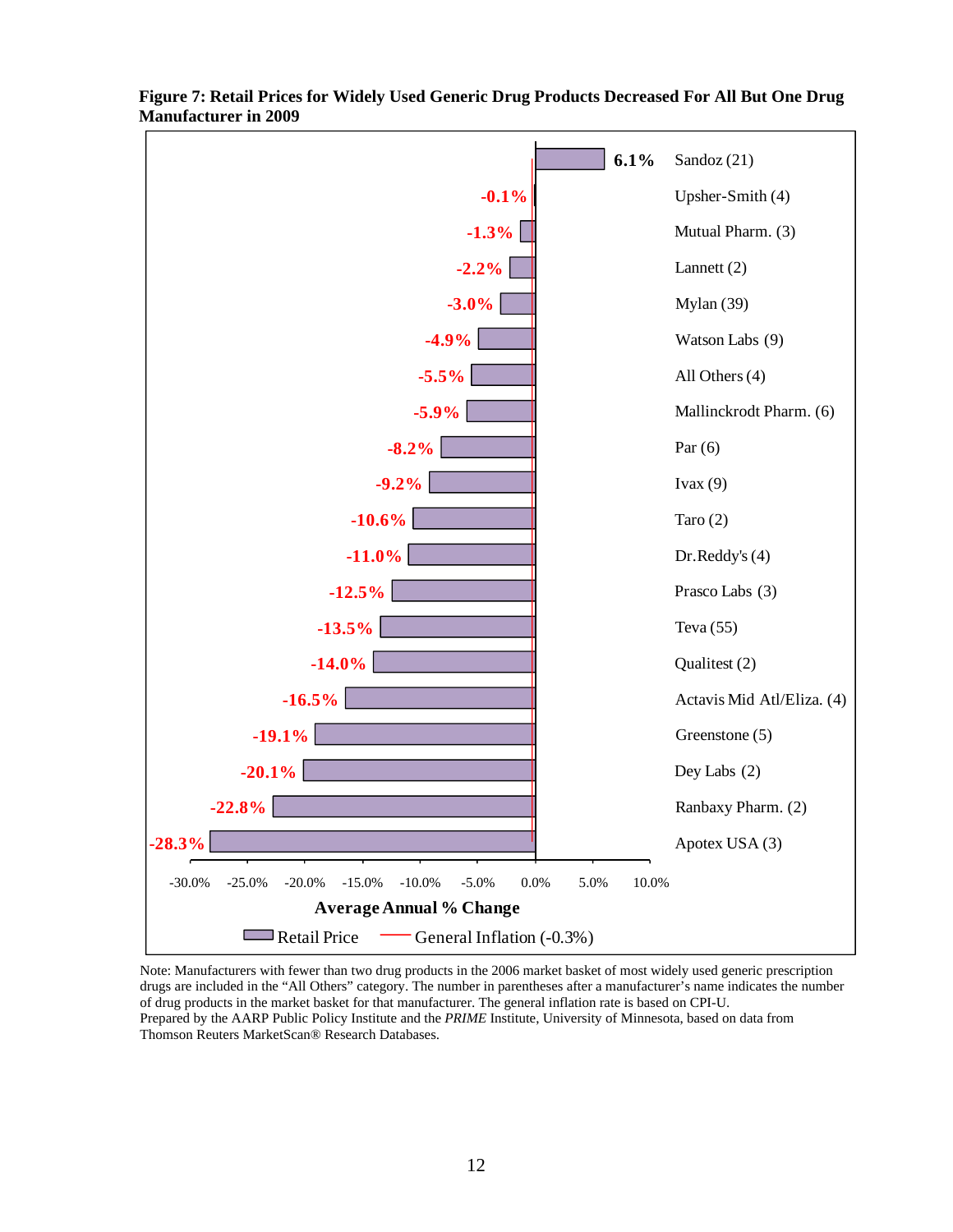**Figure 7: Retail Prices for Widely Used Generic Drug Products Decreased For All But One Drug Manufacturer in 2009**

| Manufacturer | Average Annual % Change (Retail Price) |
|---|---|
| Sandoz (21) | 6.1% |
| Upsher-Smith (4) | -0.1% |
| Mutual Pharm. (3) | -1.3% |
| Lannett (2) | -2.2% |
| Mylan (39) | -3.0% |
| Watson Labs (9) | -4.9% |
| All Others (4) | -5.5% |
| Mallinckrodt Pharm. (6) | -5.9% |
| Par (6) | -8.2% |
| Ivax (9) | -9.2% |
| Taro (2) | -10.6% |
| Dr.Reddy's (4) | -11.0% |
| Prasco Labs (3) | -12.5% |
| Teva (55) | -13.5% |
| Qualitest (2) | -14.0% |
| Actavis Mid Atl/Eliza. (4) | -16.5% |
| Greenstone (5) | -19.1% |
| Dey Labs (2) | -20.1% |
| Ranbaxy Pharm. (2) | -22.8% |
| Apotex USA (3) | -28.3% |

Average Annual % Change

Retail Price — General Inflation (-0.3%)

Note: Manufacturers with fewer than two drug products in the 2006 market basket of most widely used generic prescription drugs are included in the "All Others" category. The number in parentheses after a manufacturer's name indicates the number of drug products in the market basket for that manufacturer. The general inflation rate is based on CPI-U.
Prepared by the AARP Public Policy Institute and the *PRIME* Institute, University of Minnesota, based on data from Thomson Reuters MarketScan® Research Databases.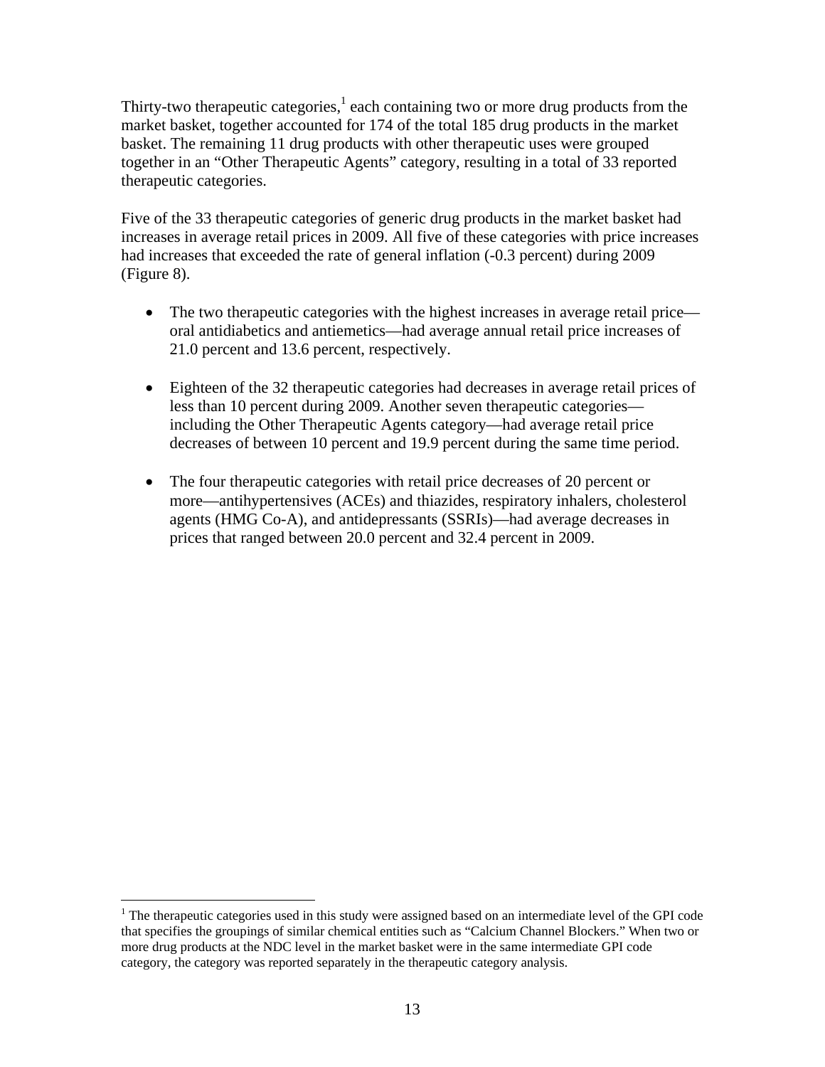Thirty-two therapeutic categories,[1] each containing two or more drug products from the market basket, together accounted for 174 of the total 185 drug products in the market basket. The remaining 11 drug products with other therapeutic uses were grouped together in an "Other Therapeutic Agents" category, resulting in a total of 33 reported therapeutic categories.

Five of the 33 therapeutic categories of generic drug products in the market basket had increases in average retail prices in 2009. All five of these categories with price increases had increases that exceeded the rate of general inflation (-0.3 percent) during 2009 (Figure 8).

- The two therapeutic categories with the highest increases in average retail price—oral antidiabetics and antiemetics—had average annual retail price increases of 21.0 percent and 13.6 percent, respectively.
- Eighteen of the 32 therapeutic categories had decreases in average retail prices of less than 10 percent during 2009. Another seven therapeutic categories—including the Other Therapeutic Agents category—had average retail price decreases of between 10 percent and 19.9 percent during the same time period.
- The four therapeutic categories with retail price decreases of 20 percent or more—antihypertensives (ACEs) and thiazides, respiratory inhalers, cholesterol agents (HMG Co-A), and antidepressants (SSRIs)—had average decreases in prices that ranged between 20.0 percent and 32.4 percent in 2009.

[1] The therapeutic categories used in this study were assigned based on an intermediate level of the GPI code that specifies the groupings of similar chemical entities such as "Calcium Channel Blockers." When two or more drug products at the NDC level in the market basket were in the same intermediate GPI code category, the category was reported separately in the therapeutic category analysis.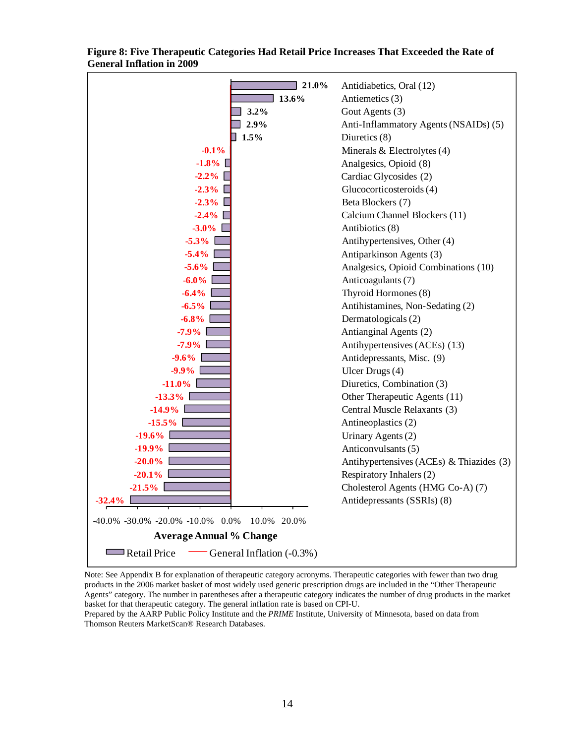**Figure 8: Five Therapeutic Categories Had Retail Price Increases That Exceeded the Rate of General Inflation in 2009**

| Therapeutic Category | Average Annual % Change (Retail Price) |
|---|---|
| Antidiabetics, Oral (12) | 21.0% |
| Antiemetics (3) | 13.6% |
| Gout Agents (3) | 3.2% |
| Anti-Inflammatory Agents (NSAIDs) (5) | 2.9% |
| Diuretics (8) | 1.5% |
| Minerals & Electrolytes (4) | -0.1% |
| Analgesics, Opioid (8) | -1.8% |
| Cardiac Glycosides (2) | -2.2% |
| Glucocorticosteroids (4) | -2.3% |
| Beta Blockers (7) | -2.3% |
| Calcium Channel Blockers (11) | -2.4% |
| Antibiotics (8) | -3.0% |
| Antihypertensives, Other (4) | -5.3% |
| Antiparkinson Agents (3) | -5.4% |
| Analgesics, Opioid Combinations (10) | -5.6% |
| Anticoagulants (7) | -6.0% |
| Thyroid Hormones (8) | -6.4% |
| Antihistamines, Non-Sedating (2) | -6.5% |
| Dermatologicals (2) | -6.8% |
| Antianginal Agents (2) | -7.9% |
| Antihypertensives (ACEs) (13) | -7.9% |
| Antidepressants, Misc. (9) | -9.6% |
| Ulcer Drugs (4) | -9.9% |
| Diuretics, Combination (3) | -11.0% |
| Other Therapeutic Agents (11) | -13.3% |
| Central Muscle Relaxants (3) | -14.9% |
| Antineoplastics (2) | -15.5% |
| Urinary Agents (2) | -19.6% |
| Anticonvulsants (5) | -19.9% |
| Antihypertensives (ACEs) & Thiazides (3) | -20.0% |
| Respiratory Inhalers (2) | -20.1% |
| Cholesterol Agents (HMG Co-A) (7) | -21.5% |
| Antidepressants (SSRIs) (8) | -32.4% |

Average Annual % Change

Retail Price — General Inflation (-0.3%)

Note: See Appendix B for explanation of therapeutic category acronyms. Therapeutic categories with fewer than two drug products in the 2006 market basket of most widely used generic prescription drugs are included in the "Other Therapeutic Agents" category. The number in parentheses after a therapeutic category indicates the number of drug products in the market basket for that therapeutic category. The general inflation rate is based on CPI-U.
Prepared by the AARP Public Policy Institute and the *PRIME* Institute, University of Minnesota, based on data from Thomson Reuters MarketScan® Research Databases.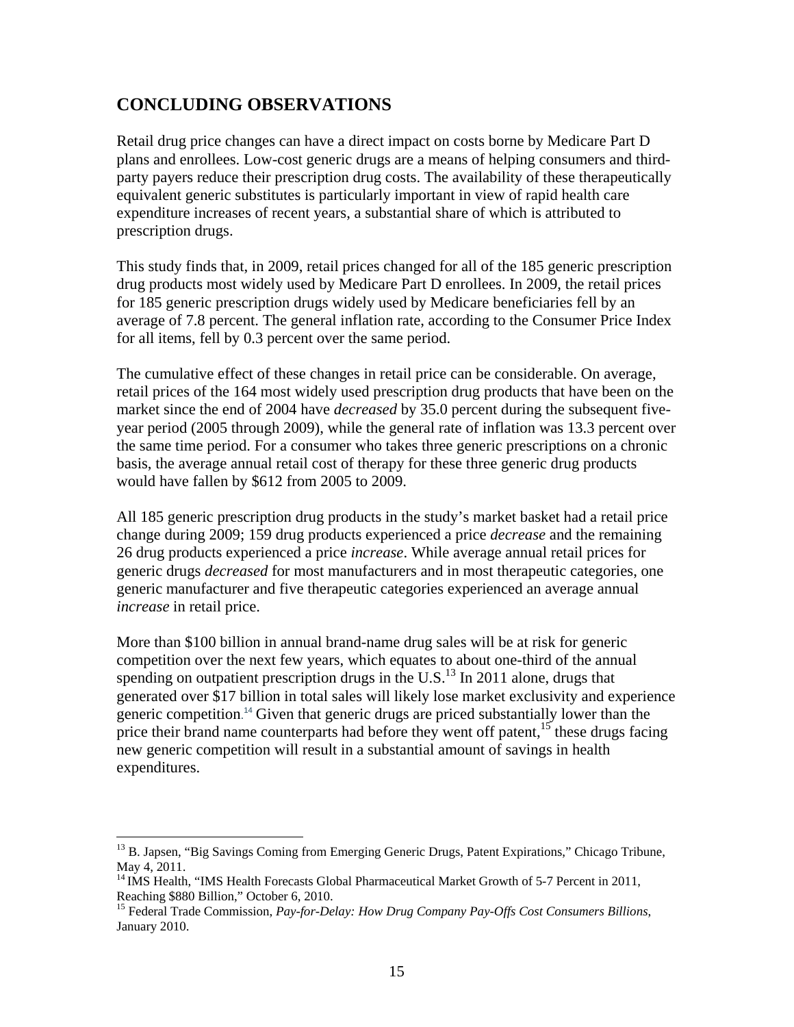## CONCLUDING OBSERVATIONS

Retail drug price changes can have a direct impact on costs borne by Medicare Part D plans and enrollees. Low-cost generic drugs are a means of helping consumers and third-party payers reduce their prescription drug costs. The availability of these therapeutically equivalent generic substitutes is particularly important in view of rapid health care expenditure increases of recent years, a substantial share of which is attributed to prescription drugs.

This study finds that, in 2009, retail prices changed for all of the 185 generic prescription drug products most widely used by Medicare Part D enrollees. In 2009, the retail prices for 185 generic prescription drugs widely used by Medicare beneficiaries fell by an average of 7.8 percent. The general inflation rate, according to the Consumer Price Index for all items, fell by 0.3 percent over the same period.

The cumulative effect of these changes in retail price can be considerable. On average, retail prices of the 164 most widely used prescription drug products that have been on the market since the end of 2004 have *decreased* by 35.0 percent during the subsequent five-year period (2005 through 2009), while the general rate of inflation was 13.3 percent over the same time period. For a consumer who takes three generic prescriptions on a chronic basis, the average annual retail cost of therapy for these three generic drug products would have fallen by $612 from 2005 to 2009.

All 185 generic prescription drug products in the study's market basket had a retail price change during 2009; 159 drug products experienced a price *decrease* and the remaining 26 drug products experienced a price *increase*. While average annual retail prices for generic drugs *decreased* for most manufacturers and in most therapeutic categories, one generic manufacturer and five therapeutic categories experienced an average annual *increase* in retail price.

More than $100 billion in annual brand-name drug sales will be at risk for generic competition over the next few years, which equates to about one-third of the annual spending on outpatient prescription drugs in the U.S.[13] In 2011 alone, drugs that generated over $17 billion in total sales will likely lose market exclusivity and experience generic competition.[14] Given that generic drugs are priced substantially lower than the price their brand name counterparts had before they went off patent,[15] these drugs facing new generic competition will result in a substantial amount of savings in health expenditures.

---

[13] B. Japsen, "Big Savings Coming from Emerging Generic Drugs, Patent Expirations," Chicago Tribune, May 4, 2011.

[14] IMS Health, "IMS Health Forecasts Global Pharmaceutical Market Growth of 5-7 Percent in 2011, Reaching $880 Billion," October 6, 2010.

[15] Federal Trade Commission, *Pay-for-Delay: How Drug Company Pay-Offs Cost Consumers Billions*, January 2010.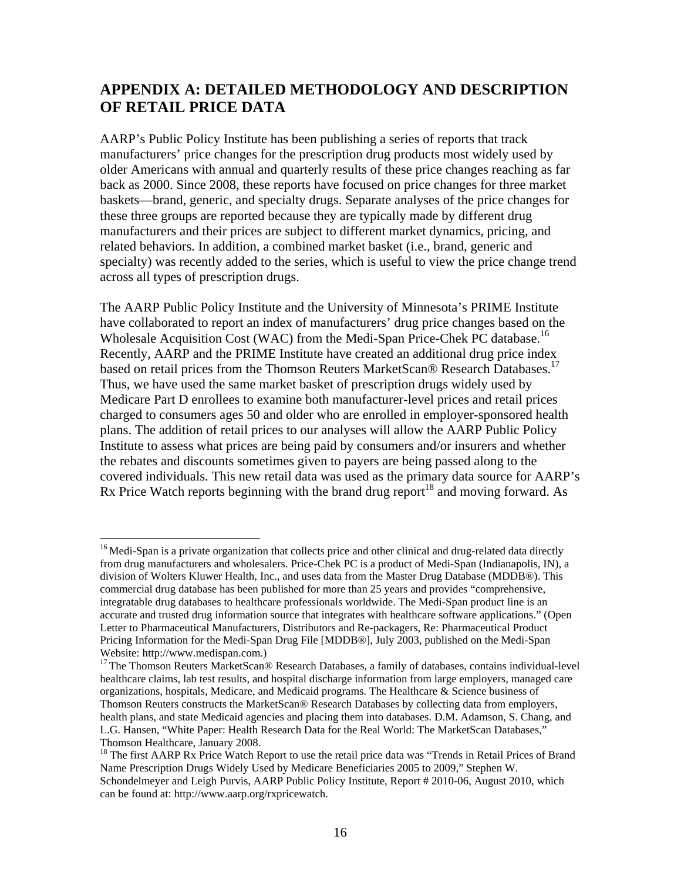## APPENDIX A: DETAILED METHODOLOGY AND DESCRIPTION OF RETAIL PRICE DATA

AARP's Public Policy Institute has been publishing a series of reports that track manufacturers' price changes for the prescription drug products most widely used by older Americans with annual and quarterly results of these price changes reaching as far back as 2000. Since 2008, these reports have focused on price changes for three market baskets—brand, generic, and specialty drugs. Separate analyses of the price changes for these three groups are reported because they are typically made by different drug manufacturers and their prices are subject to different market dynamics, pricing, and related behaviors. In addition, a combined market basket (i.e., brand, generic and specialty) was recently added to the series, which is useful to view the price change trend across all types of prescription drugs.

The AARP Public Policy Institute and the University of Minnesota's PRIME Institute have collaborated to report an index of manufacturers' drug price changes based on the Wholesale Acquisition Cost (WAC) from the Medi-Span Price-Chek PC database.[16] Recently, AARP and the PRIME Institute have created an additional drug price index based on retail prices from the Thomson Reuters MarketScan® Research Databases.[17] Thus, we have used the same market basket of prescription drugs widely used by Medicare Part D enrollees to examine both manufacturer-level prices and retail prices charged to consumers ages 50 and older who are enrolled in employer-sponsored health plans. The addition of retail prices to our analyses will allow the AARP Public Policy Institute to assess what prices are being paid by consumers and/or insurers and whether the rebates and discounts sometimes given to payers are being passed along to the covered individuals. This new retail data was used as the primary data source for AARP's Rx Price Watch reports beginning with the brand drug report[18] and moving forward. As

[16] Medi-Span is a private organization that collects price and other clinical and drug-related data directly from drug manufacturers and wholesalers. Price-Chek PC is a product of Medi-Span (Indianapolis, IN), a division of Wolters Kluwer Health, Inc., and uses data from the Master Drug Database (MDDB®). This commercial drug database has been published for more than 25 years and provides "comprehensive, integratable drug databases to healthcare professionals worldwide. The Medi-Span product line is an accurate and trusted drug information source that integrates with healthcare software applications." (Open Letter to Pharmaceutical Manufacturers, Distributors and Re-packagers, Re: Pharmaceutical Product Pricing Information for the Medi-Span Drug File [MDDB®], July 2003, published on the Medi-Span Website: http://www.medispan.com.)

[17] The Thomson Reuters MarketScan® Research Databases, a family of databases, contains individual-level healthcare claims, lab test results, and hospital discharge information from large employers, managed care organizations, hospitals, Medicare, and Medicaid programs. The Healthcare & Science business of Thomson Reuters constructs the MarketScan® Research Databases by collecting data from employers, health plans, and state Medicaid agencies and placing them into databases. D.M. Adamson, S. Chang, and L.G. Hansen, "White Paper: Health Research Data for the Real World: The MarketScan Databases," Thomson Healthcare, January 2008.

[18] The first AARP Rx Price Watch Report to use the retail price data was "Trends in Retail Prices of Brand Name Prescription Drugs Widely Used by Medicare Beneficiaries 2005 to 2009," Stephen W. Schondelmeyer and Leigh Purvis, AARP Public Policy Institute, Report # 2010-06, August 2010, which can be found at: http://www.aarp.org/rxpricewatch.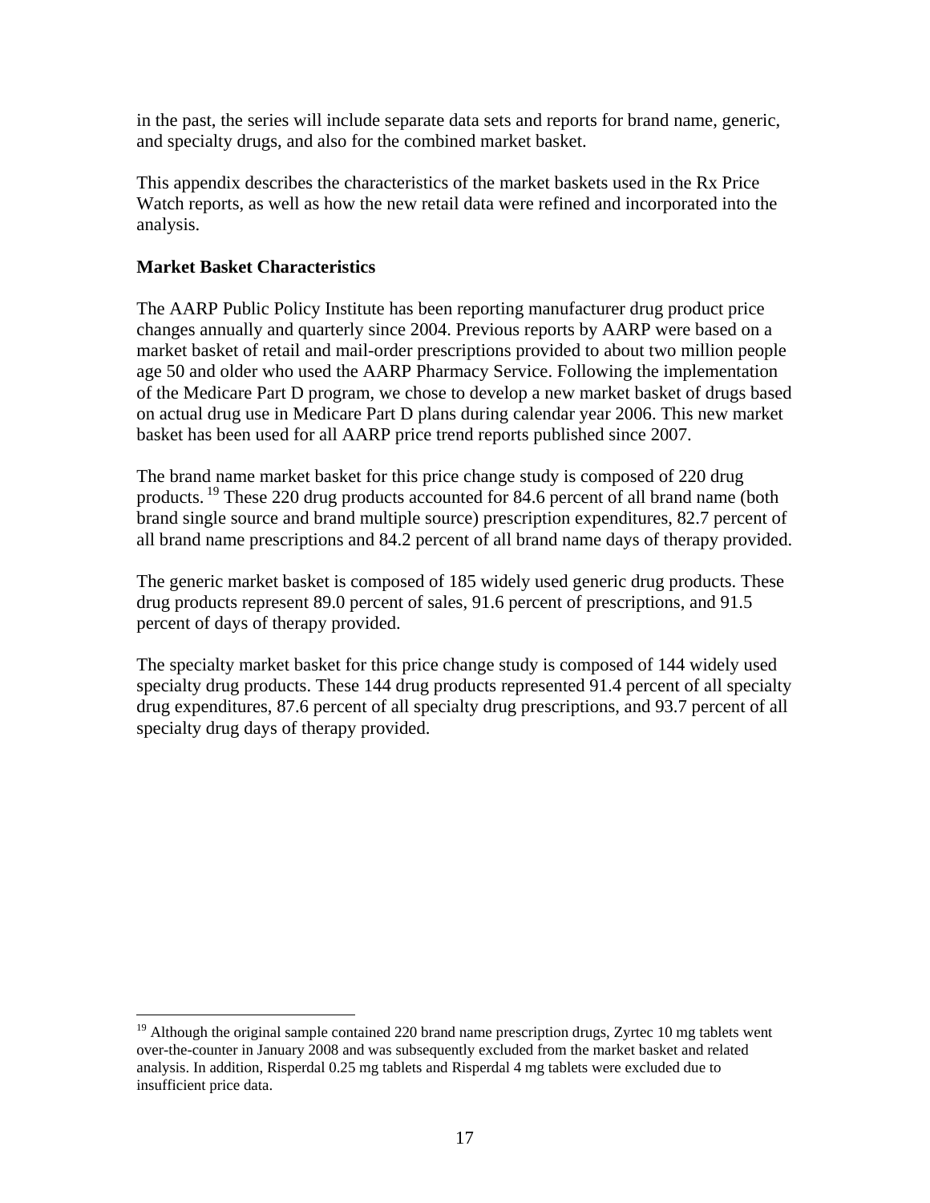in the past, the series will include separate data sets and reports for brand name, generic, and specialty drugs, and also for the combined market basket.

This appendix describes the characteristics of the market baskets used in the Rx Price Watch reports, as well as how the new retail data were refined and incorporated into the analysis.

**Market Basket Characteristics**

The AARP Public Policy Institute has been reporting manufacturer drug product price changes annually and quarterly since 2004. Previous reports by AARP were based on a market basket of retail and mail-order prescriptions provided to about two million people age 50 and older who used the AARP Pharmacy Service. Following the implementation of the Medicare Part D program, we chose to develop a new market basket of drugs based on actual drug use in Medicare Part D plans during calendar year 2006. This new market basket has been used for all AARP price trend reports published since 2007.

The brand name market basket for this price change study is composed of 220 drug products.[19] These 220 drug products accounted for 84.6 percent of all brand name (both brand single source and brand multiple source) prescription expenditures, 82.7 percent of all brand name prescriptions and 84.2 percent of all brand name days of therapy provided.

The generic market basket is composed of 185 widely used generic drug products. These drug products represent 89.0 percent of sales, 91.6 percent of prescriptions, and 91.5 percent of days of therapy provided.

The specialty market basket for this price change study is composed of 144 widely used specialty drug products. These 144 drug products represented 91.4 percent of all specialty drug expenditures, 87.6 percent of all specialty drug prescriptions, and 93.7 percent of all specialty drug days of therapy provided.

[19] Although the original sample contained 220 brand name prescription drugs, Zyrtec 10 mg tablets went over-the-counter in January 2008 and was subsequently excluded from the market basket and related analysis. In addition, Risperdal 0.25 mg tablets and Risperdal 4 mg tablets were excluded due to insufficient price data.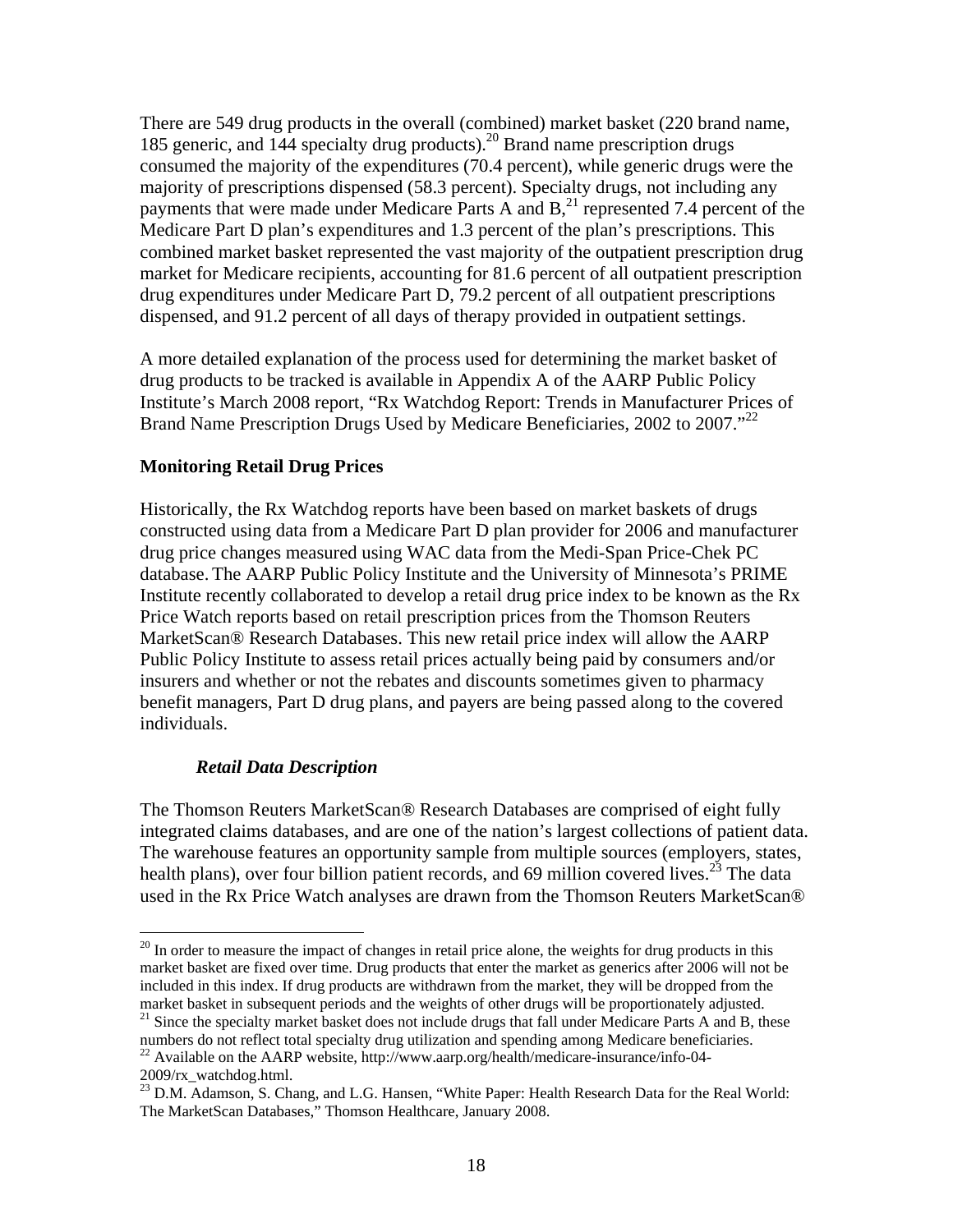There are 549 drug products in the overall (combined) market basket (220 brand name, 185 generic, and 144 specialty drug products).[20] Brand name prescription drugs consumed the majority of the expenditures (70.4 percent), while generic drugs were the majority of prescriptions dispensed (58.3 percent). Specialty drugs, not including any payments that were made under Medicare Parts A and B,[21] represented 7.4 percent of the Medicare Part D plan's expenditures and 1.3 percent of the plan's prescriptions. This combined market basket represented the vast majority of the outpatient prescription drug market for Medicare recipients, accounting for 81.6 percent of all outpatient prescription drug expenditures under Medicare Part D, 79.2 percent of all outpatient prescriptions dispensed, and 91.2 percent of all days of therapy provided in outpatient settings.

A more detailed explanation of the process used for determining the market basket of drug products to be tracked is available in Appendix A of the AARP Public Policy Institute's March 2008 report, "Rx Watchdog Report: Trends in Manufacturer Prices of Brand Name Prescription Drugs Used by Medicare Beneficiaries, 2002 to 2007."[22]

### Monitoring Retail Drug Prices

Historically, the Rx Watchdog reports have been based on market baskets of drugs constructed using data from a Medicare Part D plan provider for 2006 and manufacturer drug price changes measured using WAC data from the Medi-Span Price-Chek PC database. The AARP Public Policy Institute and the University of Minnesota's PRIME Institute recently collaborated to develop a retail drug price index to be known as the Rx Price Watch reports based on retail prescription prices from the Thomson Reuters MarketScan® Research Databases. This new retail price index will allow the AARP Public Policy Institute to assess retail prices actually being paid by consumers and/or insurers and whether or not the rebates and discounts sometimes given to pharmacy benefit managers, Part D drug plans, and payers are being passed along to the covered individuals.

#### *Retail Data Description*

The Thomson Reuters MarketScan® Research Databases are comprised of eight fully integrated claims databases, and are one of the nation's largest collections of patient data. The warehouse features an opportunity sample from multiple sources (employers, states, health plans), over four billion patient records, and 69 million covered lives.[23] The data used in the Rx Price Watch analyses are drawn from the Thomson Reuters MarketScan®

---

[20] In order to measure the impact of changes in retail price alone, the weights for drug products in this market basket are fixed over time. Drug products that enter the market as generics after 2006 will not be included in this index. If drug products are withdrawn from the market, they will be dropped from the market basket in subsequent periods and the weights of other drugs will be proportionately adjusted.

[21] Since the specialty market basket does not include drugs that fall under Medicare Parts A and B, these numbers do not reflect total specialty drug utilization and spending among Medicare beneficiaries.

[22] Available on the AARP website, http://www.aarp.org/health/medicare-insurance/info-04-2009/rx_watchdog.html.

[23] D.M. Adamson, S. Chang, and L.G. Hansen, "White Paper: Health Research Data for the Real World: The MarketScan Databases," Thomson Healthcare, January 2008.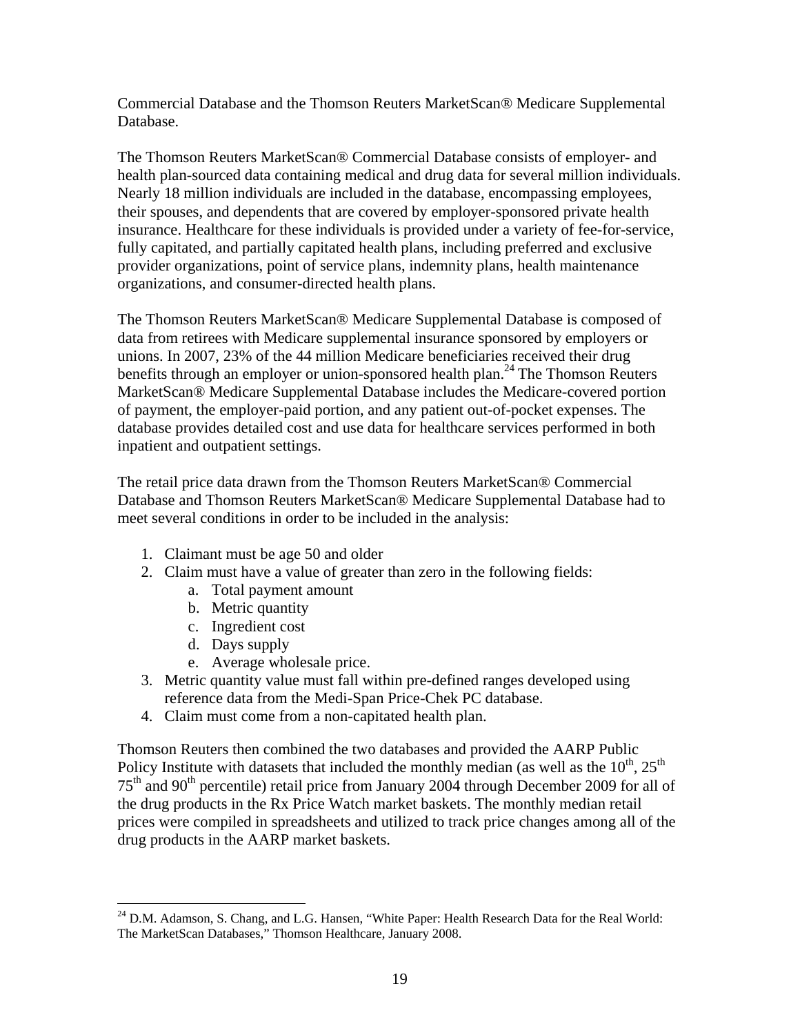Commercial Database and the Thomson Reuters MarketScan® Medicare Supplemental Database.

The Thomson Reuters MarketScan® Commercial Database consists of employer- and health plan-sourced data containing medical and drug data for several million individuals. Nearly 18 million individuals are included in the database, encompassing employees, their spouses, and dependents that are covered by employer-sponsored private health insurance. Healthcare for these individuals is provided under a variety of fee-for-service, fully capitated, and partially capitated health plans, including preferred and exclusive provider organizations, point of service plans, indemnity plans, health maintenance organizations, and consumer-directed health plans.

The Thomson Reuters MarketScan® Medicare Supplemental Database is composed of data from retirees with Medicare supplemental insurance sponsored by employers or unions. In 2007, 23% of the 44 million Medicare beneficiaries received their drug benefits through an employer or union-sponsored health plan.[24] The Thomson Reuters MarketScan® Medicare Supplemental Database includes the Medicare-covered portion of payment, the employer-paid portion, and any patient out-of-pocket expenses. The database provides detailed cost and use data for healthcare services performed in both inpatient and outpatient settings.

The retail price data drawn from the Thomson Reuters MarketScan® Commercial Database and Thomson Reuters MarketScan® Medicare Supplemental Database had to meet several conditions in order to be included in the analysis:

1. Claimant must be age 50 and older
2. Claim must have a value of greater than zero in the following fields:
    a. Total payment amount
    b. Metric quantity
    c. Ingredient cost
    d. Days supply
    e. Average wholesale price.
3. Metric quantity value must fall within pre-defined ranges developed using reference data from the Medi-Span Price-Chek PC database.
4. Claim must come from a non-capitated health plan.

Thomson Reuters then combined the two databases and provided the AARP Public Policy Institute with datasets that included the monthly median (as well as the 10th, 25th 75th and 90th percentile) retail price from January 2004 through December 2009 for all of the drug products in the Rx Price Watch market baskets. The monthly median retail prices were compiled in spreadsheets and utilized to track price changes among all of the drug products in the AARP market baskets.

---

[24] D.M. Adamson, S. Chang, and L.G. Hansen, "White Paper: Health Research Data for the Real World: The MarketScan Databases," Thomson Healthcare, January 2008.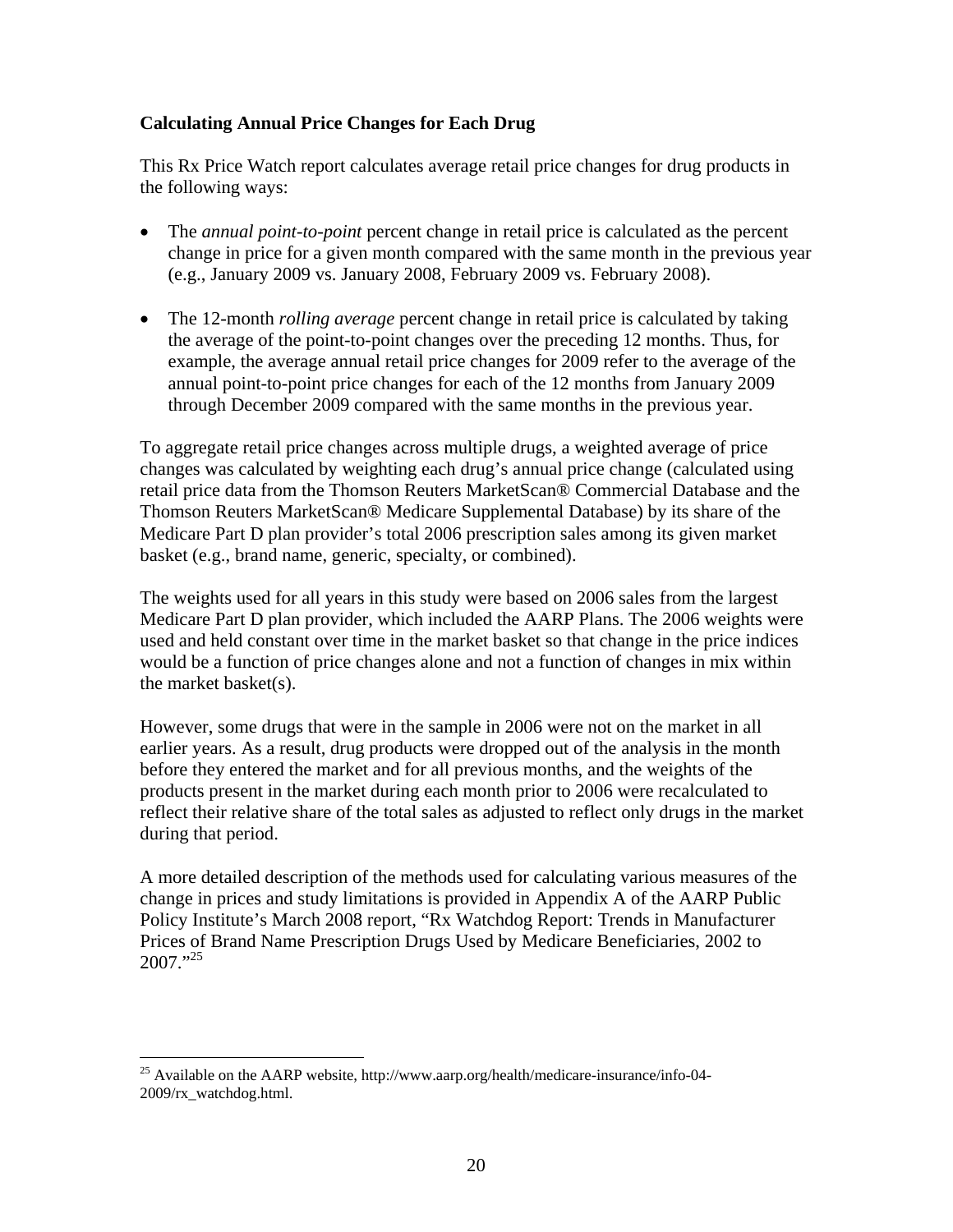### Calculating Annual Price Changes for Each Drug

This Rx Price Watch report calculates average retail price changes for drug products in the following ways:

- The *annual point-to-point* percent change in retail price is calculated as the percent change in price for a given month compared with the same month in the previous year (e.g., January 2009 vs. January 2008, February 2009 vs. February 2008).

- The 12-month *rolling average* percent change in retail price is calculated by taking the average of the point-to-point changes over the preceding 12 months. Thus, for example, the average annual retail price changes for 2009 refer to the average of the annual point-to-point price changes for each of the 12 months from January 2009 through December 2009 compared with the same months in the previous year.

To aggregate retail price changes across multiple drugs, a weighted average of price changes was calculated by weighting each drug's annual price change (calculated using retail price data from the Thomson Reuters MarketScan® Commercial Database and the Thomson Reuters MarketScan® Medicare Supplemental Database) by its share of the Medicare Part D plan provider's total 2006 prescription sales among its given market basket (e.g., brand name, generic, specialty, or combined).

The weights used for all years in this study were based on 2006 sales from the largest Medicare Part D plan provider, which included the AARP Plans. The 2006 weights were used and held constant over time in the market basket so that change in the price indices would be a function of price changes alone and not a function of changes in mix within the market basket(s).

However, some drugs that were in the sample in 2006 were not on the market in all earlier years. As a result, drug products were dropped out of the analysis in the month before they entered the market and for all previous months, and the weights of the products present in the market during each month prior to 2006 were recalculated to reflect their relative share of the total sales as adjusted to reflect only drugs in the market during that period.

A more detailed description of the methods used for calculating various measures of the change in prices and study limitations is provided in Appendix A of the AARP Public Policy Institute's March 2008 report, "Rx Watchdog Report: Trends in Manufacturer Prices of Brand Name Prescription Drugs Used by Medicare Beneficiaries, 2002 to 2007."[25]

---

[25] Available on the AARP website, http://www.aarp.org/health/medicare-insurance/info-04-2009/rx_watchdog.html.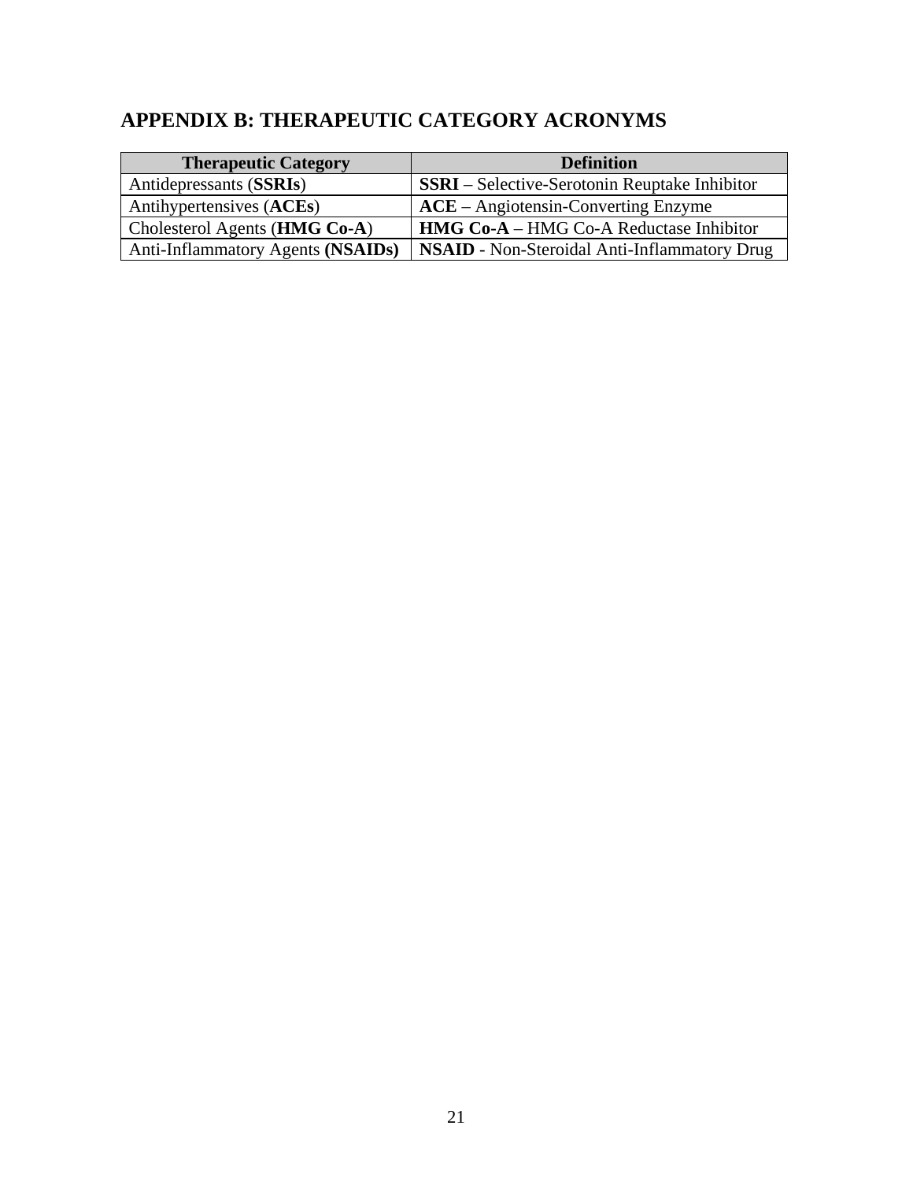## APPENDIX B: THERAPEUTIC CATEGORY ACRONYMS

| Therapeutic Category | Definition |
|---|---|
| Antidepressants (**SSRIs**) | **SSRI** – Selective-Serotonin Reuptake Inhibitor |
| Antihypertensives (**ACEs**) | **ACE** – Angiotensin-Converting Enzyme |
| Cholesterol Agents (**HMG Co-A**) | **HMG Co-A** – HMG Co-A Reductase Inhibitor |
| Anti-Inflammatory Agents **(NSAIDs)** | **NSAID** - Non-Steroidal Anti-Inflammatory Drug |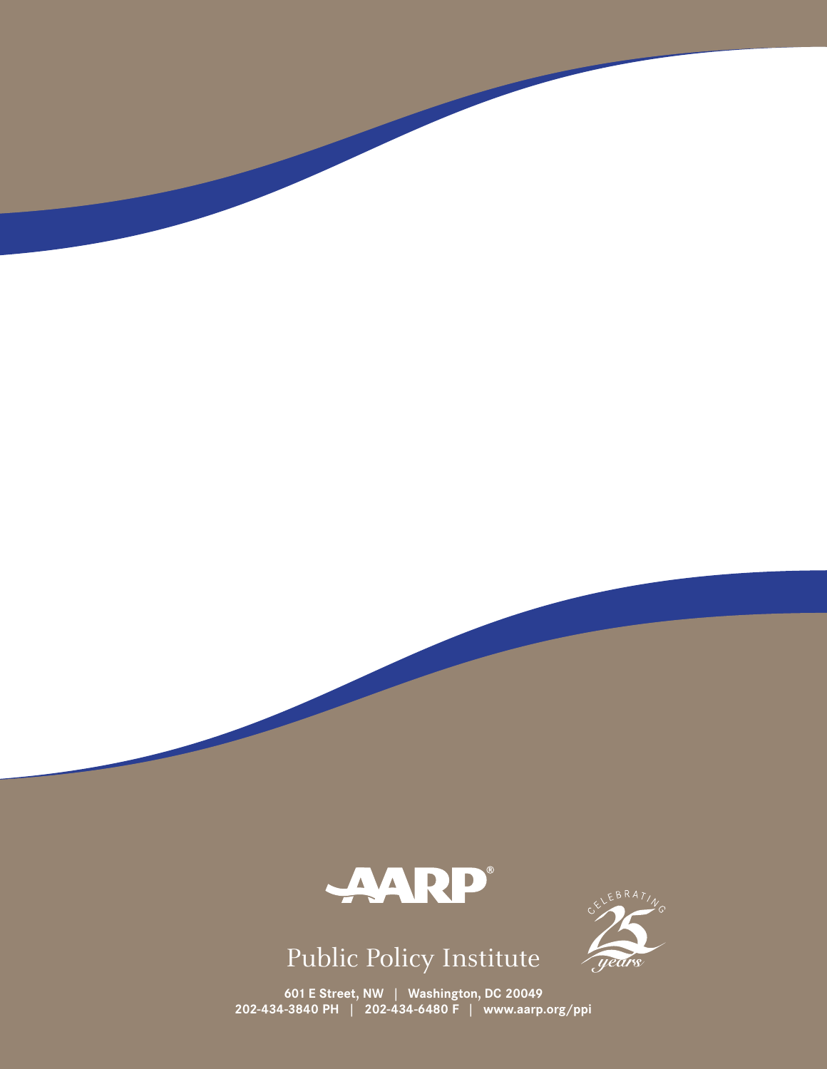AARP

Public Policy Institute

CELEBRATING 25 years

601 E Street, NW | Washington, DC 20049
202-434-3840 PH | 202-434-6480 F | www.aarp.org/ppi